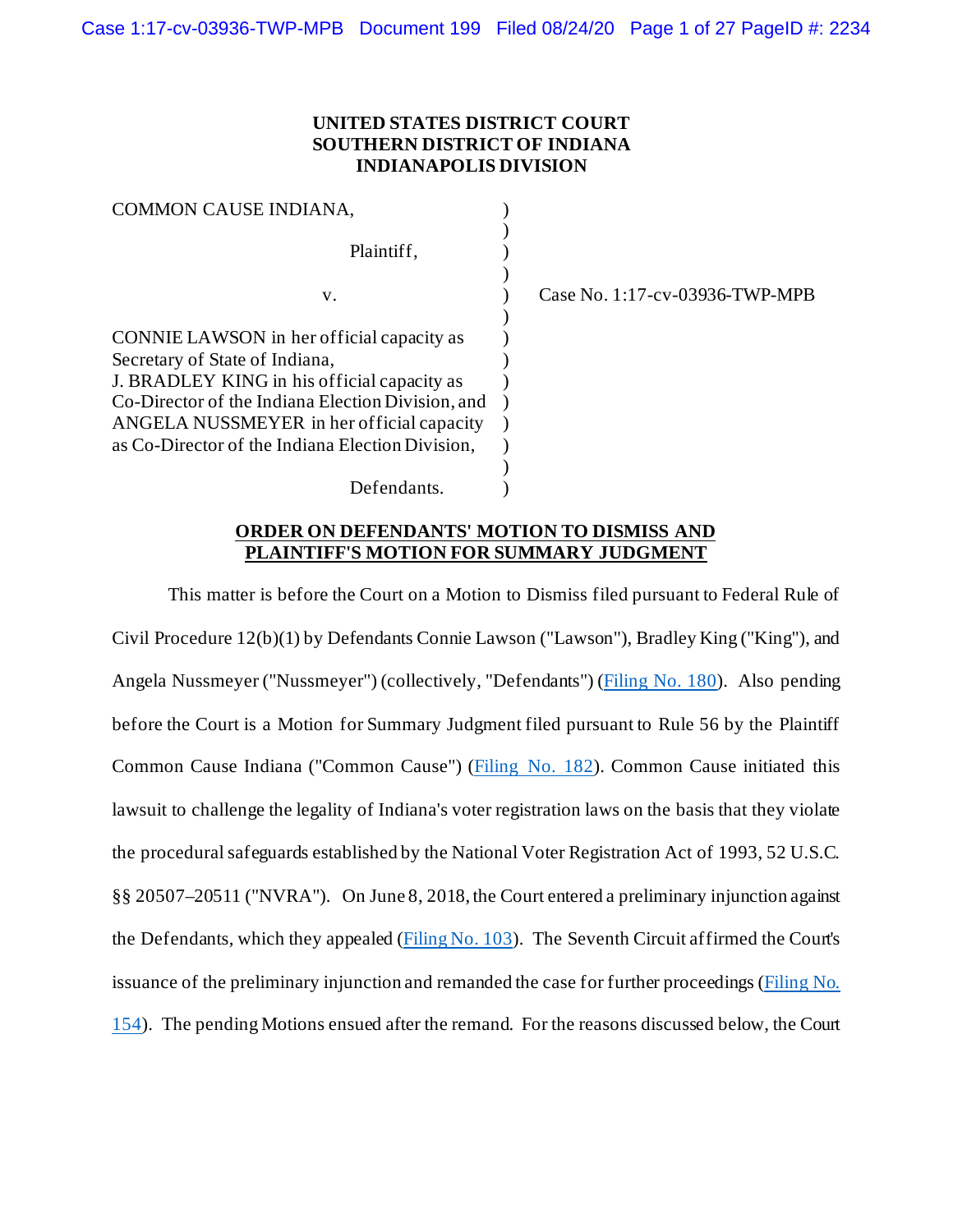**UNITED STATES DISTRICT COURT**
**SOUTHERN DISTRICT OF INDIANA**
**INDIANAPOLIS DIVISION**

COMMON CAUSE INDIANA,

Plaintiff,

v.

CONNIE LAWSON in her official capacity as Secretary of State of Indiana,
J. BRADLEY KING in his official capacity as Co-Director of the Indiana Election Division, and
ANGELA NUSSMEYER in her official capacity as Co-Director of the Indiana Election Division,

Defendants.

Case No. 1:17-cv-03936-TWP-MPB

**ORDER ON DEFENDANTS' MOTION TO DISMISS AND PLAINTIFF'S MOTION FOR SUMMARY JUDGMENT**

This matter is before the Court on a Motion to Dismiss filed pursuant to Federal Rule of Civil Procedure 12(b)(1) by Defendants Connie Lawson ("Lawson"), Bradley King ("King"), and Angela Nussmeyer ("Nussmeyer") (collectively, "Defendants") (Filing No. 180). Also pending before the Court is a Motion for Summary Judgment filed pursuant to Rule 56 by the Plaintiff Common Cause Indiana ("Common Cause") (Filing No. 182). Common Cause initiated this lawsuit to challenge the legality of Indiana's voter registration laws on the basis that they violate the procedural safeguards established by the National Voter Registration Act of 1993, 52 U.S.C. §§ 20507–20511 ("NVRA"). On June 8, 2018, the Court entered a preliminary injunction against the Defendants, which they appealed (Filing No. 103). The Seventh Circuit affirmed the Court's issuance of the preliminary injunction and remanded the case for further proceedings (Filing No. 154). The pending Motions ensued after the remand. For the reasons discussed below, the Court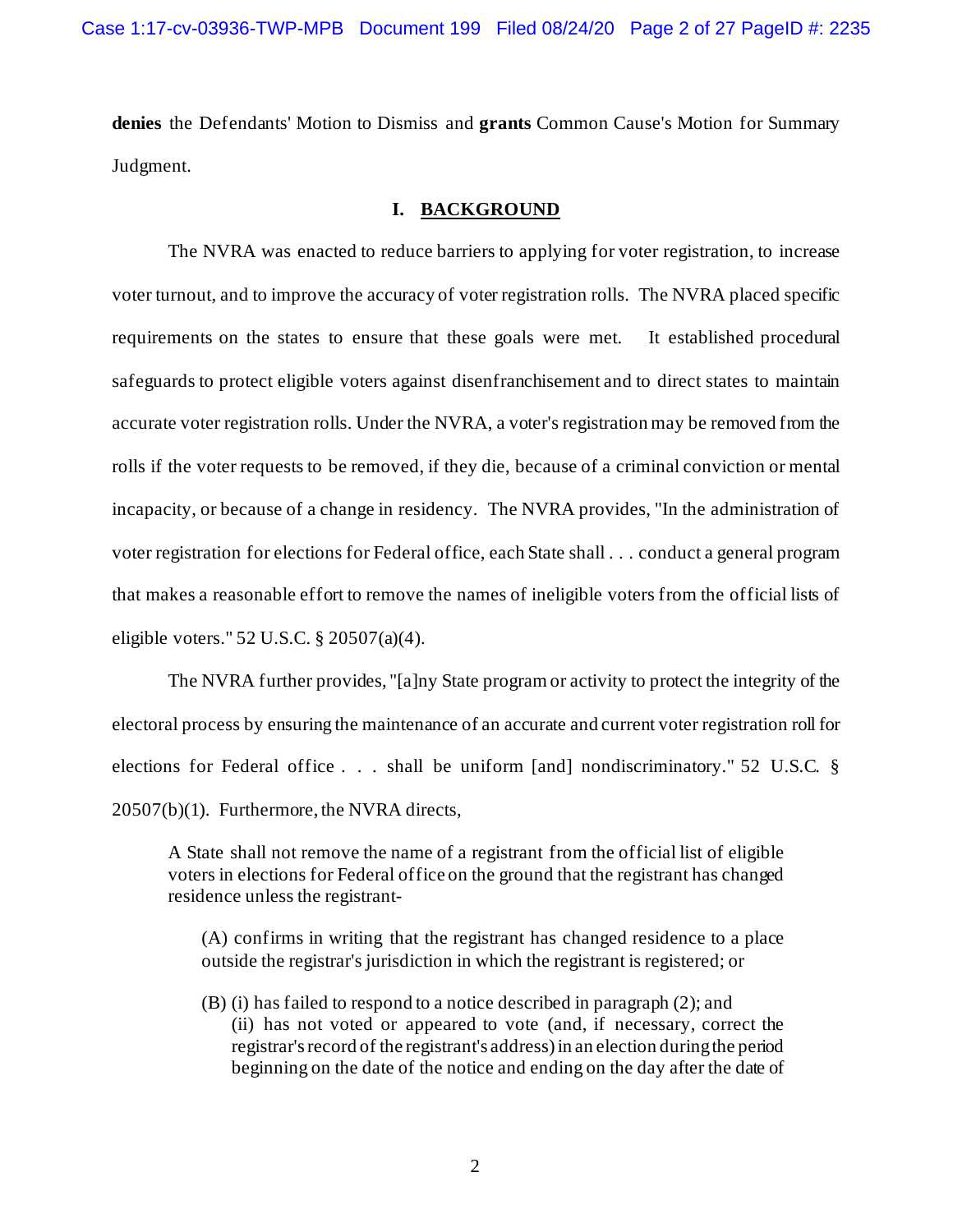**denies** the Defendants' Motion to Dismiss and **grants** Common Cause's Motion for Summary Judgment.

## I. BACKGROUND

The NVRA was enacted to reduce barriers to applying for voter registration, to increase voter turnout, and to improve the accuracy of voter registration rolls. The NVRA placed specific requirements on the states to ensure that these goals were met. It established procedural safeguards to protect eligible voters against disenfranchisement and to direct states to maintain accurate voter registration rolls. Under the NVRA, a voter's registration may be removed from the rolls if the voter requests to be removed, if they die, because of a criminal conviction or mental incapacity, or because of a change in residency. The NVRA provides, "In the administration of voter registration for elections for Federal office, each State shall . . . conduct a general program that makes a reasonable effort to remove the names of ineligible voters from the official lists of eligible voters." 52 U.S.C. § 20507(a)(4).

The NVRA further provides, "[a]ny State program or activity to protect the integrity of the electoral process by ensuring the maintenance of an accurate and current voter registration roll for elections for Federal office . . . shall be uniform [and] nondiscriminatory." 52 U.S.C. § 20507(b)(1). Furthermore, the NVRA directs,

> A State shall not remove the name of a registrant from the official list of eligible voters in elections for Federal office on the ground that the registrant has changed residence unless the registrant-
>
> (A) confirms in writing that the registrant has changed residence to a place outside the registrar's jurisdiction in which the registrant is registered; or
>
> (B) (i) has failed to respond to a notice described in paragraph (2); and
> (ii) has not voted or appeared to vote (and, if necessary, correct the registrar's record of the registrant's address) in an election during the period beginning on the date of the notice and ending on the day after the date of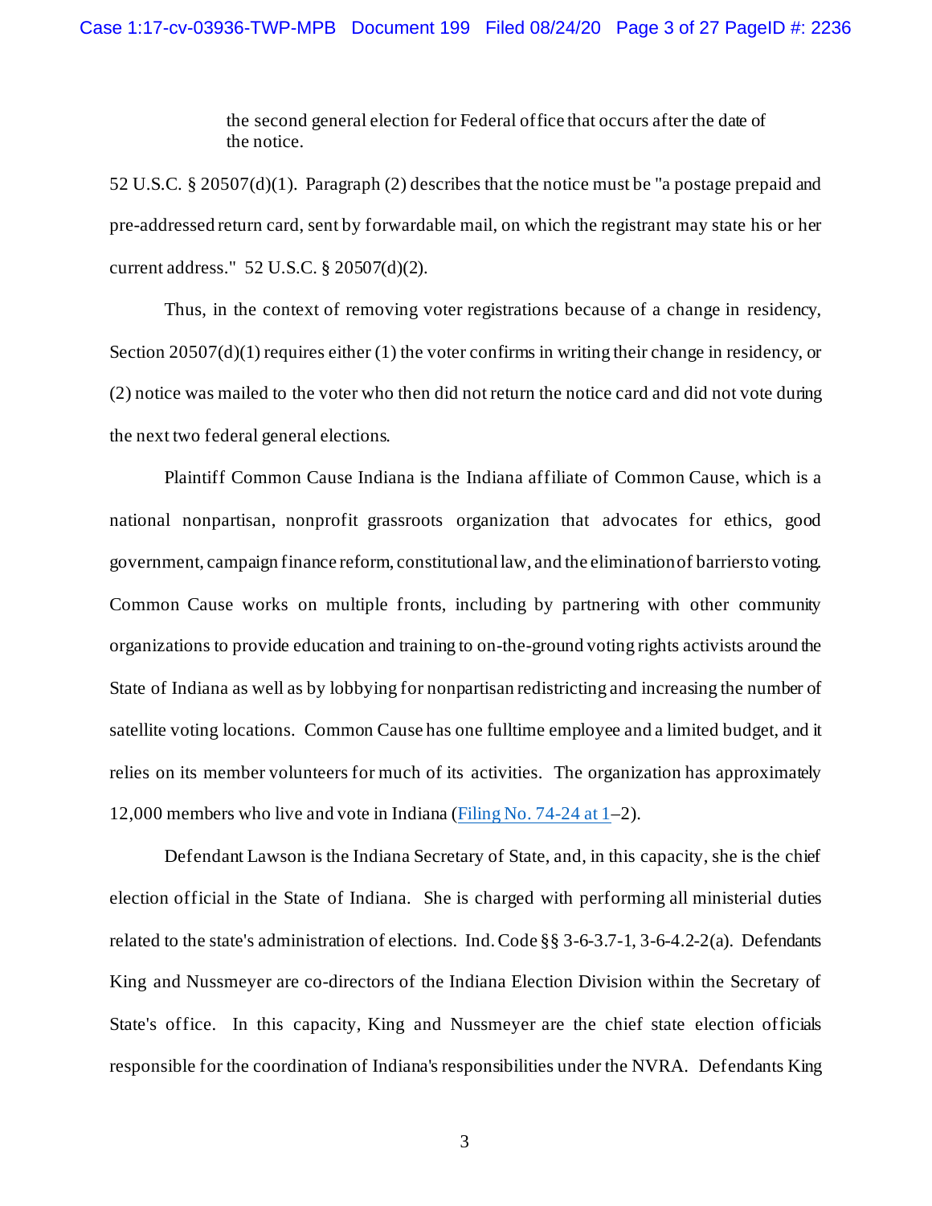> the second general election for Federal office that occurs after the date of the notice.

52 U.S.C. § 20507(d)(1). Paragraph (2) describes that the notice must be "a postage prepaid and pre-addressed return card, sent by forwardable mail, on which the registrant may state his or her current address." 52 U.S.C. § 20507(d)(2).

Thus, in the context of removing voter registrations because of a change in residency, Section 20507(d)(1) requires either (1) the voter confirms in writing their change in residency, or (2) notice was mailed to the voter who then did not return the notice card and did not vote during the next two federal general elections.

Plaintiff Common Cause Indiana is the Indiana affiliate of Common Cause, which is a national nonpartisan, nonprofit grassroots organization that advocates for ethics, good government, campaign finance reform, constitutional law, and the elimination of barriers to voting. Common Cause works on multiple fronts, including by partnering with other community organizations to provide education and training to on-the-ground voting rights activists around the State of Indiana as well as by lobbying for nonpartisan redistricting and increasing the number of satellite voting locations. Common Cause has one fulltime employee and a limited budget, and it relies on its member volunteers for much of its activities. The organization has approximately 12,000 members who live and vote in Indiana (Filing No. 74-24 at 1–2).

Defendant Lawson is the Indiana Secretary of State, and, in this capacity, she is the chief election official in the State of Indiana. She is charged with performing all ministerial duties related to the state's administration of elections. Ind. Code §§ 3-6-3.7-1, 3-6-4.2-2(a). Defendants King and Nussmeyer are co-directors of the Indiana Election Division within the Secretary of State's office. In this capacity, King and Nussmeyer are the chief state election officials responsible for the coordination of Indiana's responsibilities under the NVRA. Defendants King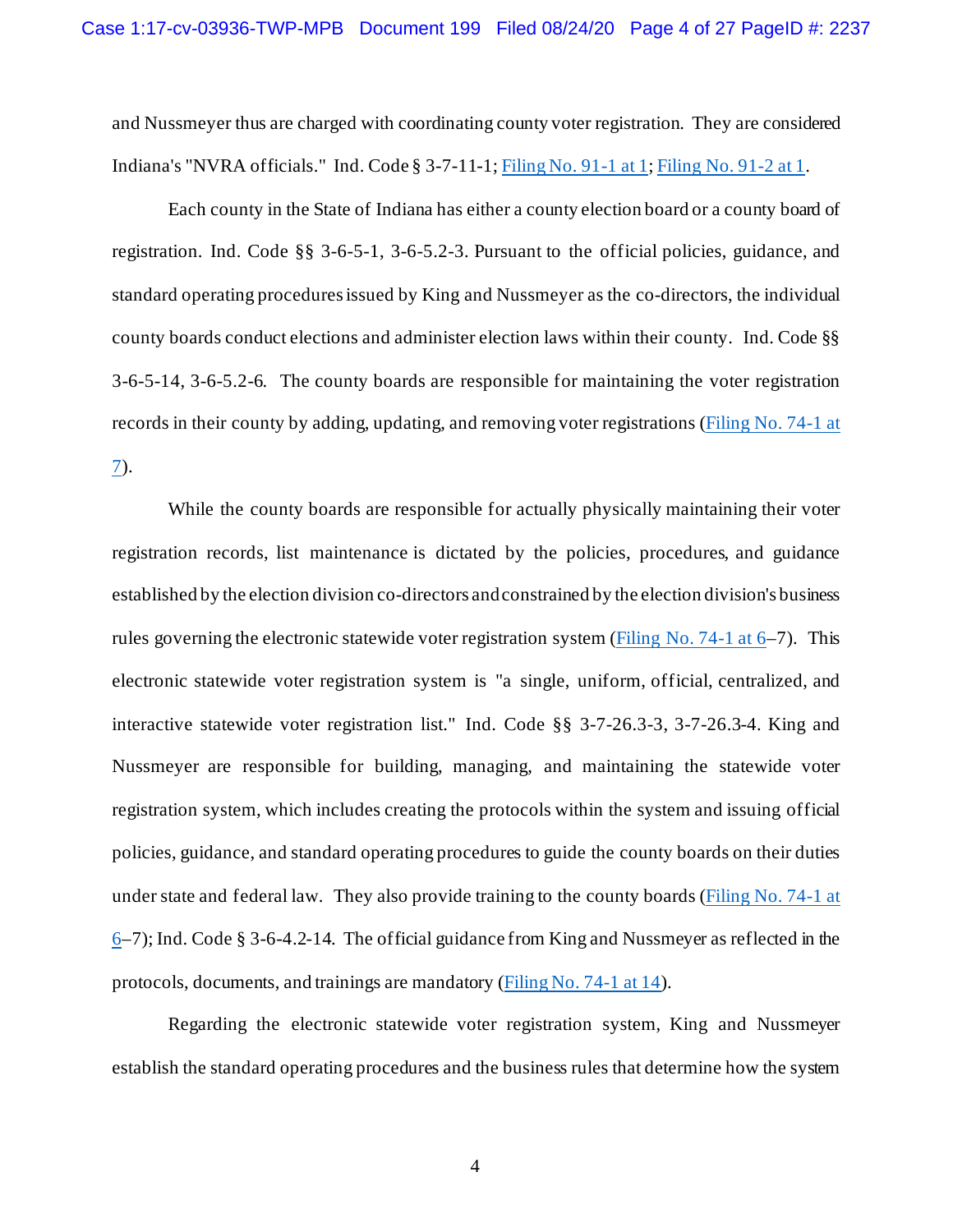and Nussmeyer thus are charged with coordinating county voter registration. They are considered Indiana's "NVRA officials." Ind. Code § 3-7-11-1; Filing No. 91-1 at 1; Filing No. 91-2 at 1.

Each county in the State of Indiana has either a county election board or a county board of registration. Ind. Code §§ 3-6-5-1, 3-6-5.2-3. Pursuant to the official policies, guidance, and standard operating procedures issued by King and Nussmeyer as the co-directors, the individual county boards conduct elections and administer election laws within their county. Ind. Code §§ 3-6-5-14, 3-6-5.2-6. The county boards are responsible for maintaining the voter registration records in their county by adding, updating, and removing voter registrations (Filing No. 74-1 at 7).

While the county boards are responsible for actually physically maintaining their voter registration records, list maintenance is dictated by the policies, procedures, and guidance established by the election division co-directors and constrained by the election division's business rules governing the electronic statewide voter registration system (Filing No. 74-1 at 6–7). This electronic statewide voter registration system is "a single, uniform, official, centralized, and interactive statewide voter registration list." Ind. Code §§ 3-7-26.3-3, 3-7-26.3-4. King and Nussmeyer are responsible for building, managing, and maintaining the statewide voter registration system, which includes creating the protocols within the system and issuing official policies, guidance, and standard operating procedures to guide the county boards on their duties under state and federal law. They also provide training to the county boards (Filing No. 74-1 at 6–7); Ind. Code § 3-6-4.2-14. The official guidance from King and Nussmeyer as reflected in the protocols, documents, and trainings are mandatory (Filing No. 74-1 at 14).

Regarding the electronic statewide voter registration system, King and Nussmeyer establish the standard operating procedures and the business rules that determine how the system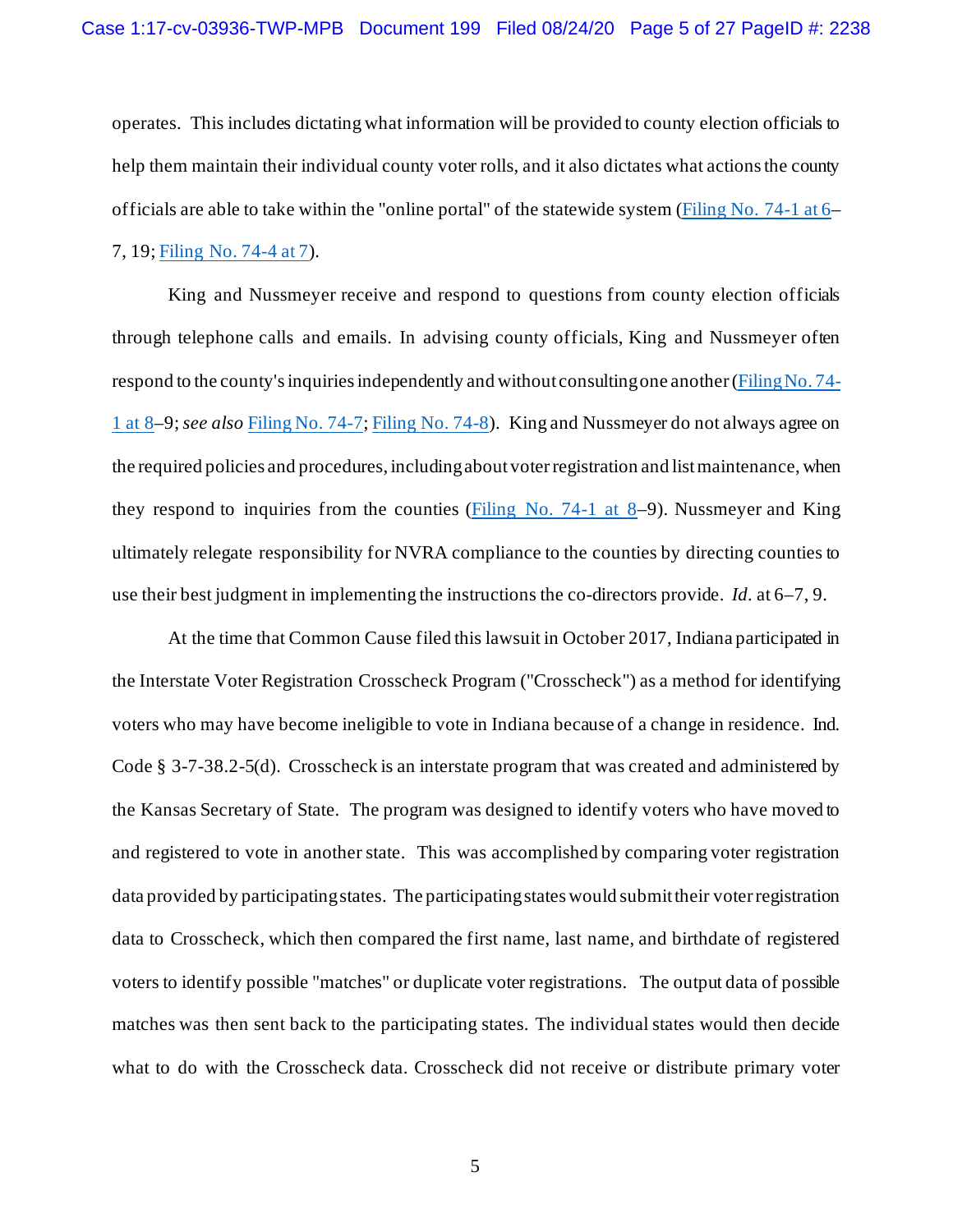operates. This includes dictating what information will be provided to county election officials to help them maintain their individual county voter rolls, and it also dictates what actions the county officials are able to take within the "online portal" of the statewide system (Filing No. 74-1 at 6–7, 19; Filing No. 74-4 at 7).

King and Nussmeyer receive and respond to questions from county election officials through telephone calls and emails. In advising county officials, King and Nussmeyer often respond to the county's inquiries independently and without consulting one another (Filing No. 74-1 at 8–9; *see also* Filing No. 74-7; Filing No. 74-8). King and Nussmeyer do not always agree on the required policies and procedures, including about voter registration and list maintenance, when they respond to inquiries from the counties (Filing No. 74-1 at 8–9). Nussmeyer and King ultimately relegate responsibility for NVRA compliance to the counties by directing counties to use their best judgment in implementing the instructions the co-directors provide. *Id*. at 6–7, 9.

At the time that Common Cause filed this lawsuit in October 2017, Indiana participated in the Interstate Voter Registration Crosscheck Program ("Crosscheck") as a method for identifying voters who may have become ineligible to vote in Indiana because of a change in residence. Ind. Code § 3-7-38.2-5(d). Crosscheck is an interstate program that was created and administered by the Kansas Secretary of State. The program was designed to identify voters who have moved to and registered to vote in another state. This was accomplished by comparing voter registration data provided by participating states. The participating states would submit their voter registration data to Crosscheck, which then compared the first name, last name, and birthdate of registered voters to identify possible "matches" or duplicate voter registrations. The output data of possible matches was then sent back to the participating states. The individual states would then decide what to do with the Crosscheck data. Crosscheck did not receive or distribute primary voter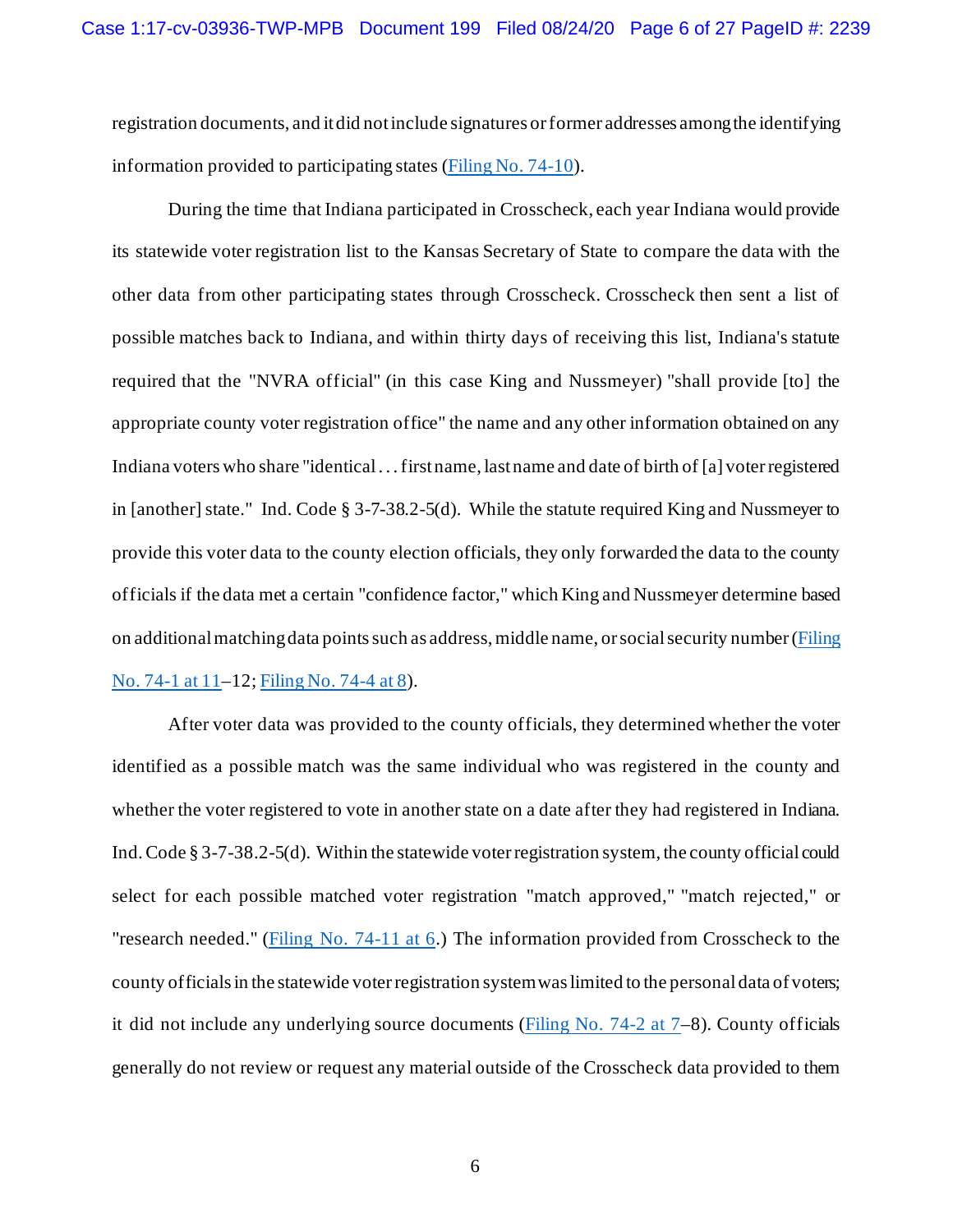registration documents, and it did not include signatures or former addresses among the identifying information provided to participating states (Filing No. 74-10).

During the time that Indiana participated in Crosscheck, each year Indiana would provide its statewide voter registration list to the Kansas Secretary of State to compare the data with the other data from other participating states through Crosscheck. Crosscheck then sent a list of possible matches back to Indiana, and within thirty days of receiving this list, Indiana's statute required that the "NVRA official" (in this case King and Nussmeyer) "shall provide [to] the appropriate county voter registration office" the name and any other information obtained on any Indiana voters who share "identical . . . first name, last name and date of birth of [a] voter registered in [another] state." Ind. Code § 3-7-38.2-5(d). While the statute required King and Nussmeyer to provide this voter data to the county election officials, they only forwarded the data to the county officials if the data met a certain "confidence factor," which King and Nussmeyer determine based on additional matching data points such as address, middle name, or social security number (Filing No. 74-1 at 11–12; Filing No. 74-4 at 8).

After voter data was provided to the county officials, they determined whether the voter identified as a possible match was the same individual who was registered in the county and whether the voter registered to vote in another state on a date after they had registered in Indiana. Ind. Code § 3-7-38.2-5(d). Within the statewide voter registration system, the county official could select for each possible matched voter registration "match approved," "match rejected," or "research needed." (Filing No. 74-11 at 6.) The information provided from Crosscheck to the county officials in the statewide voter registration system was limited to the personal data of voters; it did not include any underlying source documents (Filing No. 74-2 at 7–8). County officials generally do not review or request any material outside of the Crosscheck data provided to them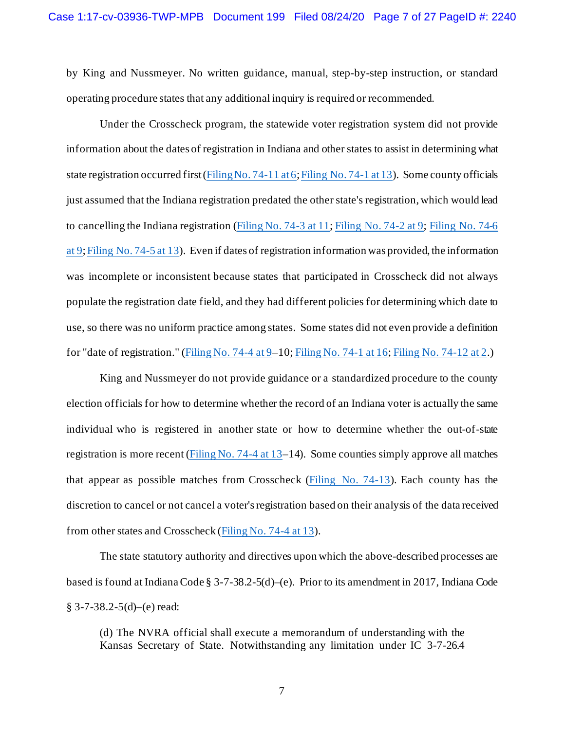by King and Nussmeyer. No written guidance, manual, step-by-step instruction, or standard operating procedure states that any additional inquiry is required or recommended.

Under the Crosscheck program, the statewide voter registration system did not provide information about the dates of registration in Indiana and other states to assist in determining what state registration occurred first (Filing No. 74-11 at 6; Filing No. 74-1 at 13). Some county officials just assumed that the Indiana registration predated the other state's registration, which would lead to cancelling the Indiana registration (Filing No. 74-3 at 11; Filing No. 74-2 at 9; Filing No. 74-6 at 9; Filing No. 74-5 at 13). Even if dates of registration information was provided, the information was incomplete or inconsistent because states that participated in Crosscheck did not always populate the registration date field, and they had different policies for determining which date to use, so there was no uniform practice among states. Some states did not even provide a definition for "date of registration." (Filing No. 74-4 at 9–10; Filing No. 74-1 at 16; Filing No. 74-12 at 2.)

King and Nussmeyer do not provide guidance or a standardized procedure to the county election officials for how to determine whether the record of an Indiana voter is actually the same individual who is registered in another state or how to determine whether the out-of-state registration is more recent (Filing No. 74-4 at 13–14). Some counties simply approve all matches that appear as possible matches from Crosscheck (Filing No. 74-13). Each county has the discretion to cancel or not cancel a voter's registration based on their analysis of the data received from other states and Crosscheck (Filing No. 74-4 at 13).

The state statutory authority and directives upon which the above-described processes are based is found at Indiana Code § 3-7-38.2-5(d)–(e). Prior to its amendment in 2017, Indiana Code § 3-7-38.2-5(d)–(e) read:

> (d) The NVRA official shall execute a memorandum of understanding with the Kansas Secretary of State. Notwithstanding any limitation under IC 3-7-26.4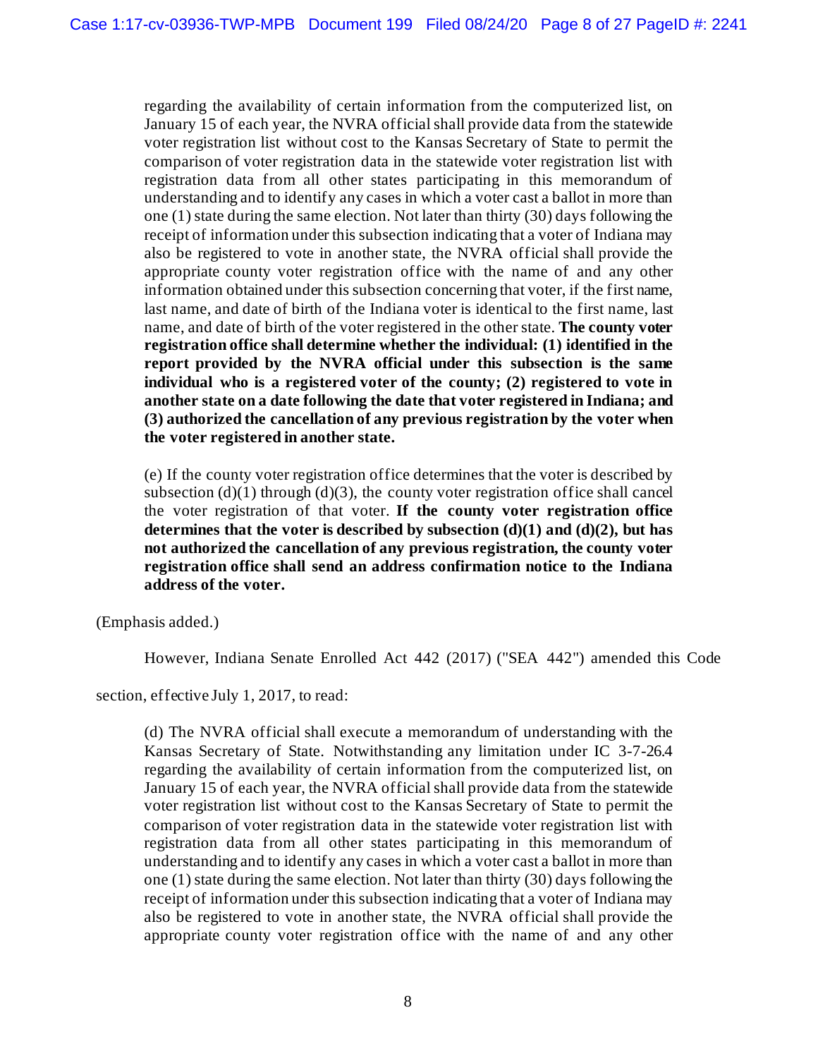> regarding the availability of certain information from the computerized list, on January 15 of each year, the NVRA official shall provide data from the statewide voter registration list without cost to the Kansas Secretary of State to permit the comparison of voter registration data in the statewide voter registration list with registration data from all other states participating in this memorandum of understanding and to identify any cases in which a voter cast a ballot in more than one (1) state during the same election. Not later than thirty (30) days following the receipt of information under this subsection indicating that a voter of Indiana may also be registered to vote in another state, the NVRA official shall provide the appropriate county voter registration office with the name of and any other information obtained under this subsection concerning that voter, if the first name, last name, and date of birth of the Indiana voter is identical to the first name, last name, and date of birth of the voter registered in the other state. **The county voter registration office shall determine whether the individual: (1) identified in the report provided by the NVRA official under this subsection is the same individual who is a registered voter of the county; (2) registered to vote in another state on a date following the date that voter registered in Indiana; and (3) authorized the cancellation of any previous registration by the voter when the voter registered in another state.**
>
> (e) If the county voter registration office determines that the voter is described by subsection (d)(1) through (d)(3), the county voter registration office shall cancel the voter registration of that voter. **If the county voter registration office determines that the voter is described by subsection (d)(1) and (d)(2), but has not authorized the cancellation of any previous registration, the county voter registration office shall send an address confirmation notice to the Indiana address of the voter.**

(Emphasis added.)

However, Indiana Senate Enrolled Act 442 (2017) ("SEA 442") amended this Code section, effective July 1, 2017, to read:

> (d) The NVRA official shall execute a memorandum of understanding with the Kansas Secretary of State. Notwithstanding any limitation under IC 3-7-26.4 regarding the availability of certain information from the computerized list, on January 15 of each year, the NVRA official shall provide data from the statewide voter registration list without cost to the Kansas Secretary of State to permit the comparison of voter registration data in the statewide voter registration list with registration data from all other states participating in this memorandum of understanding and to identify any cases in which a voter cast a ballot in more than one (1) state during the same election. Not later than thirty (30) days following the receipt of information under this subsection indicating that a voter of Indiana may also be registered to vote in another state, the NVRA official shall provide the appropriate county voter registration office with the name of and any other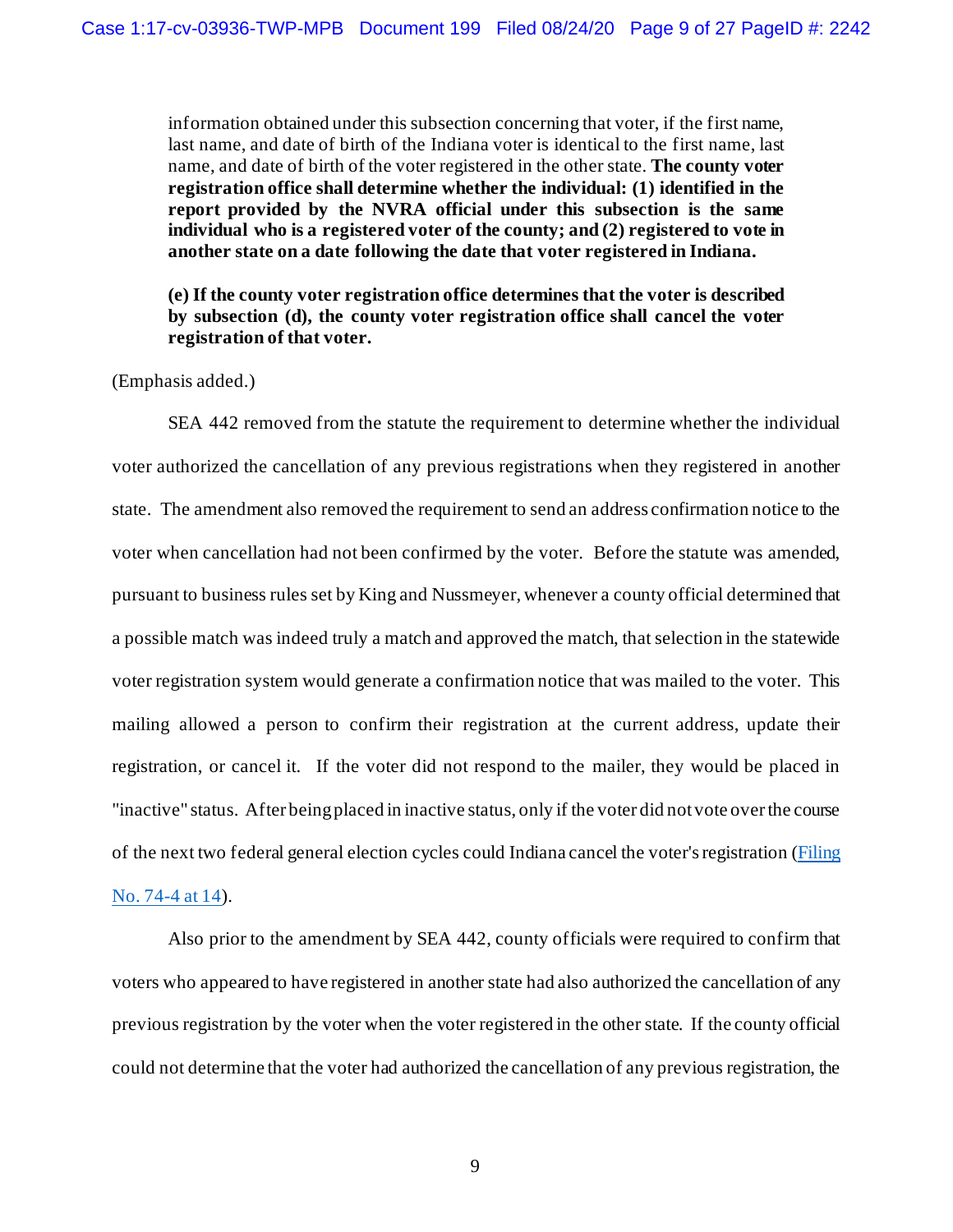> information obtained under this subsection concerning that voter, if the first name, last name, and date of birth of the Indiana voter is identical to the first name, last name, and date of birth of the voter registered in the other state. **The county voter registration office shall determine whether the individual: (1) identified in the report provided by the NVRA official under this subsection is the same individual who is a registered voter of the county; and (2) registered to vote in another state on a date following the date that voter registered in Indiana.**
>
> **(e) If the county voter registration office determines that the voter is described by subsection (d), the county voter registration office shall cancel the voter registration of that voter.**

(Emphasis added.)

SEA 442 removed from the statute the requirement to determine whether the individual voter authorized the cancellation of any previous registrations when they registered in another state. The amendment also removed the requirement to send an address confirmation notice to the voter when cancellation had not been confirmed by the voter. Before the statute was amended, pursuant to business rules set by King and Nussmeyer, whenever a county official determined that a possible match was indeed truly a match and approved the match, that selection in the statewide voter registration system would generate a confirmation notice that was mailed to the voter. This mailing allowed a person to confirm their registration at the current address, update their registration, or cancel it. If the voter did not respond to the mailer, they would be placed in "inactive" status. After being placed in inactive status, only if the voter did not vote over the course of the next two federal general election cycles could Indiana cancel the voter's registration (Filing No. 74-4 at 14).

Also prior to the amendment by SEA 442, county officials were required to confirm that voters who appeared to have registered in another state had also authorized the cancellation of any previous registration by the voter when the voter registered in the other state. If the county official could not determine that the voter had authorized the cancellation of any previous registration, the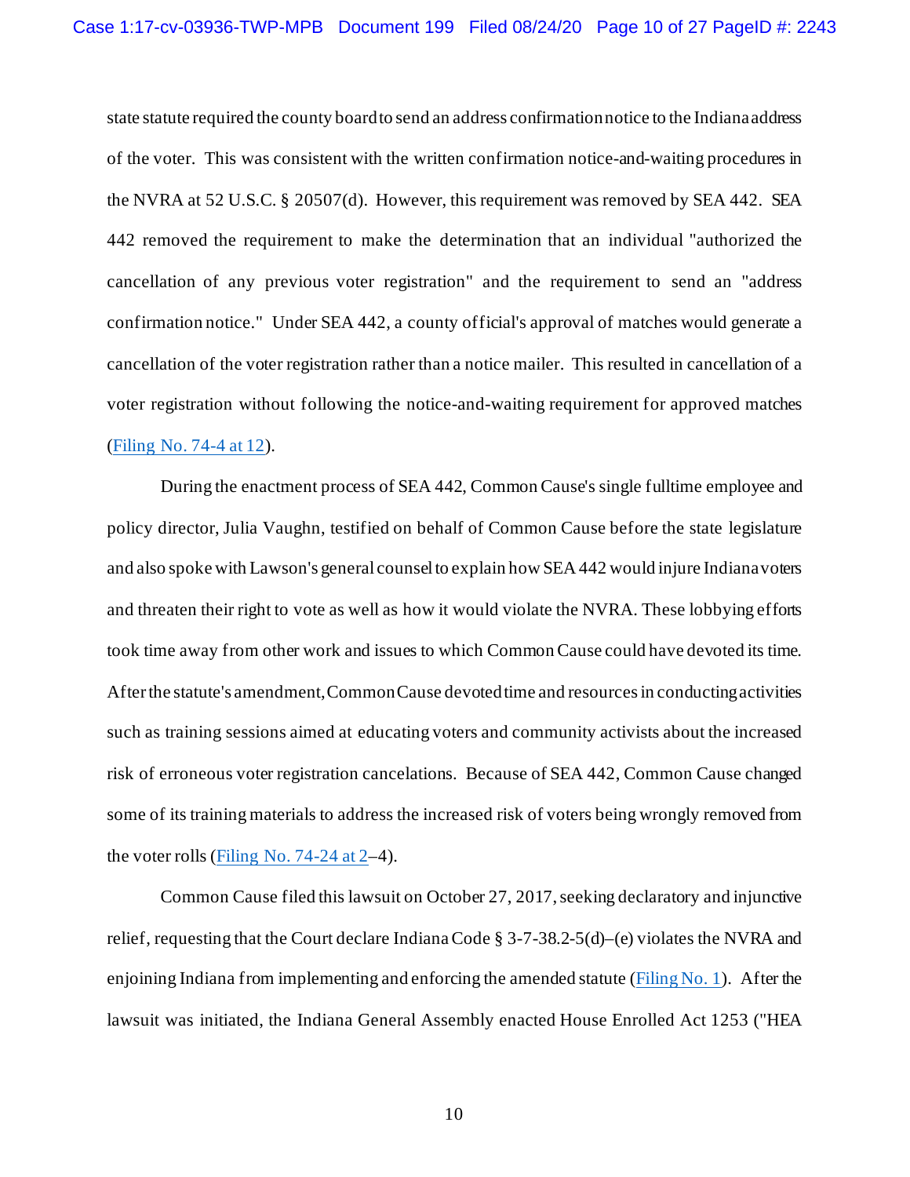state statute required the county board to send an address confirmation notice to the Indiana address of the voter. This was consistent with the written confirmation notice-and-waiting procedures in the NVRA at 52 U.S.C. § 20507(d). However, this requirement was removed by SEA 442. SEA 442 removed the requirement to make the determination that an individual "authorized the cancellation of any previous voter registration" and the requirement to send an "address confirmation notice." Under SEA 442, a county official's approval of matches would generate a cancellation of the voter registration rather than a notice mailer. This resulted in cancellation of a voter registration without following the notice-and-waiting requirement for approved matches (Filing No. 74-4 at 12).

During the enactment process of SEA 442, Common Cause's single fulltime employee and policy director, Julia Vaughn, testified on behalf of Common Cause before the state legislature and also spoke with Lawson's general counsel to explain how SEA 442 would injure Indiana voters and threaten their right to vote as well as how it would violate the NVRA. These lobbying efforts took time away from other work and issues to which Common Cause could have devoted its time. After the statute's amendment, Common Cause devoted time and resources in conducting activities such as training sessions aimed at educating voters and community activists about the increased risk of erroneous voter registration cancelations. Because of SEA 442, Common Cause changed some of its training materials to address the increased risk of voters being wrongly removed from the voter rolls (Filing No. 74-24 at 2–4).

Common Cause filed this lawsuit on October 27, 2017, seeking declaratory and injunctive relief, requesting that the Court declare Indiana Code § 3-7-38.2-5(d)–(e) violates the NVRA and enjoining Indiana from implementing and enforcing the amended statute (Filing No. 1). After the lawsuit was initiated, the Indiana General Assembly enacted House Enrolled Act 1253 ("HEA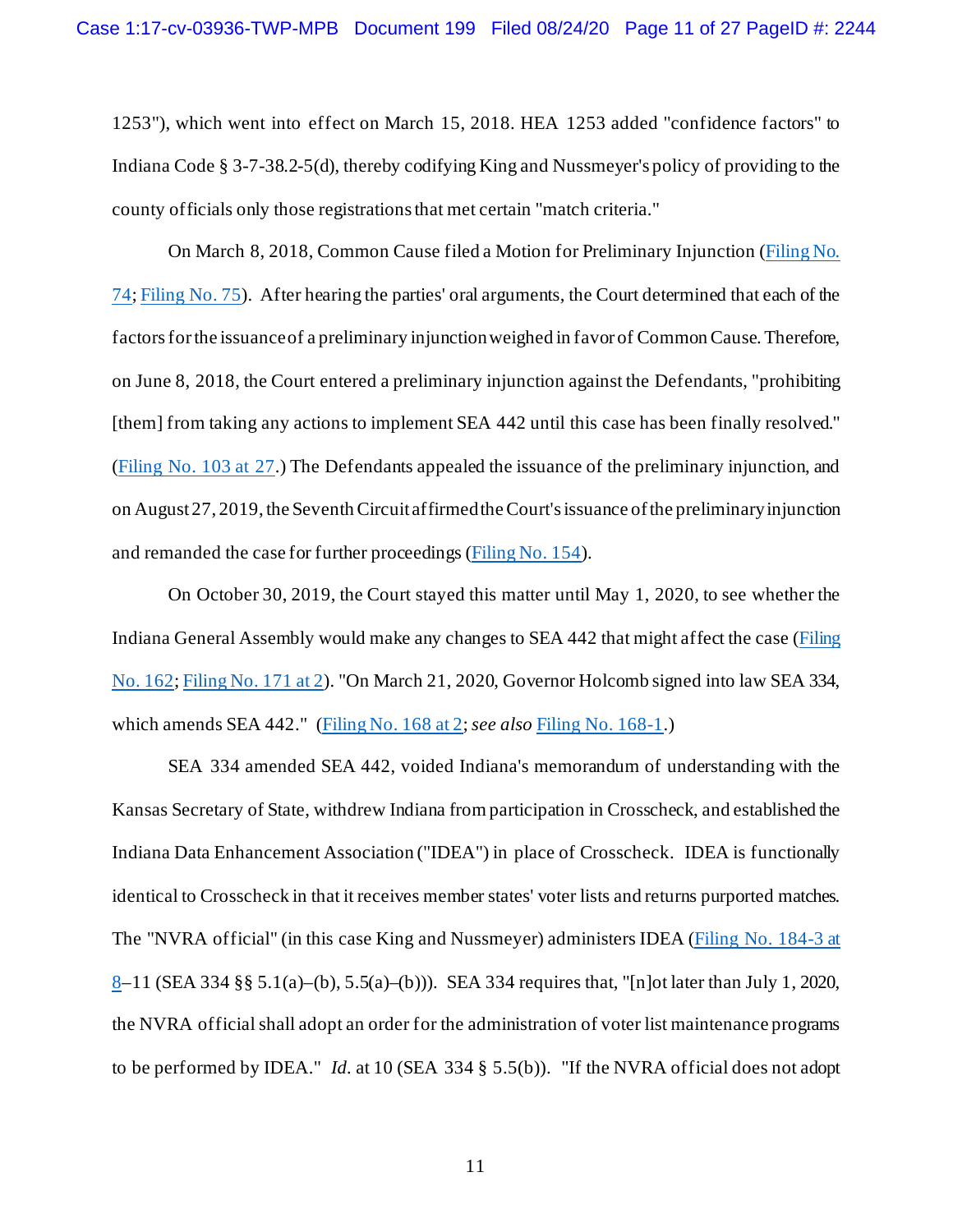1253"), which went into effect on March 15, 2018. HEA 1253 added "confidence factors" to Indiana Code § 3-7-38.2-5(d), thereby codifying King and Nussmeyer's policy of providing to the county officials only those registrations that met certain "match criteria."

On March 8, 2018, Common Cause filed a Motion for Preliminary Injunction (Filing No. 74; Filing No. 75). After hearing the parties' oral arguments, the Court determined that each of the factors for the issuance of a preliminary injunction weighed in favor of Common Cause. Therefore, on June 8, 2018, the Court entered a preliminary injunction against the Defendants, "prohibiting [them] from taking any actions to implement SEA 442 until this case has been finally resolved." (Filing No. 103 at 27.) The Defendants appealed the issuance of the preliminary injunction, and on August 27, 2019, the Seventh Circuit affirmed the Court's issuance of the preliminary injunction and remanded the case for further proceedings (Filing No. 154).

On October 30, 2019, the Court stayed this matter until May 1, 2020, to see whether the Indiana General Assembly would make any changes to SEA 442 that might affect the case (Filing No. 162; Filing No. 171 at 2). "On March 21, 2020, Governor Holcomb signed into law SEA 334, which amends SEA 442." (Filing No. 168 at 2; *see also* Filing No. 168-1.)

SEA 334 amended SEA 442, voided Indiana's memorandum of understanding with the Kansas Secretary of State, withdrew Indiana from participation in Crosscheck, and established the Indiana Data Enhancement Association ("IDEA") in place of Crosscheck. IDEA is functionally identical to Crosscheck in that it receives member states' voter lists and returns purported matches. The "NVRA official" (in this case King and Nussmeyer) administers IDEA (Filing No. 184-3 at 8–11 (SEA 334 §§ 5.1(a)–(b), 5.5(a)–(b))). SEA 334 requires that, "[n]ot later than July 1, 2020, the NVRA official shall adopt an order for the administration of voter list maintenance programs to be performed by IDEA." *Id.* at 10 (SEA 334 § 5.5(b)). "If the NVRA official does not adopt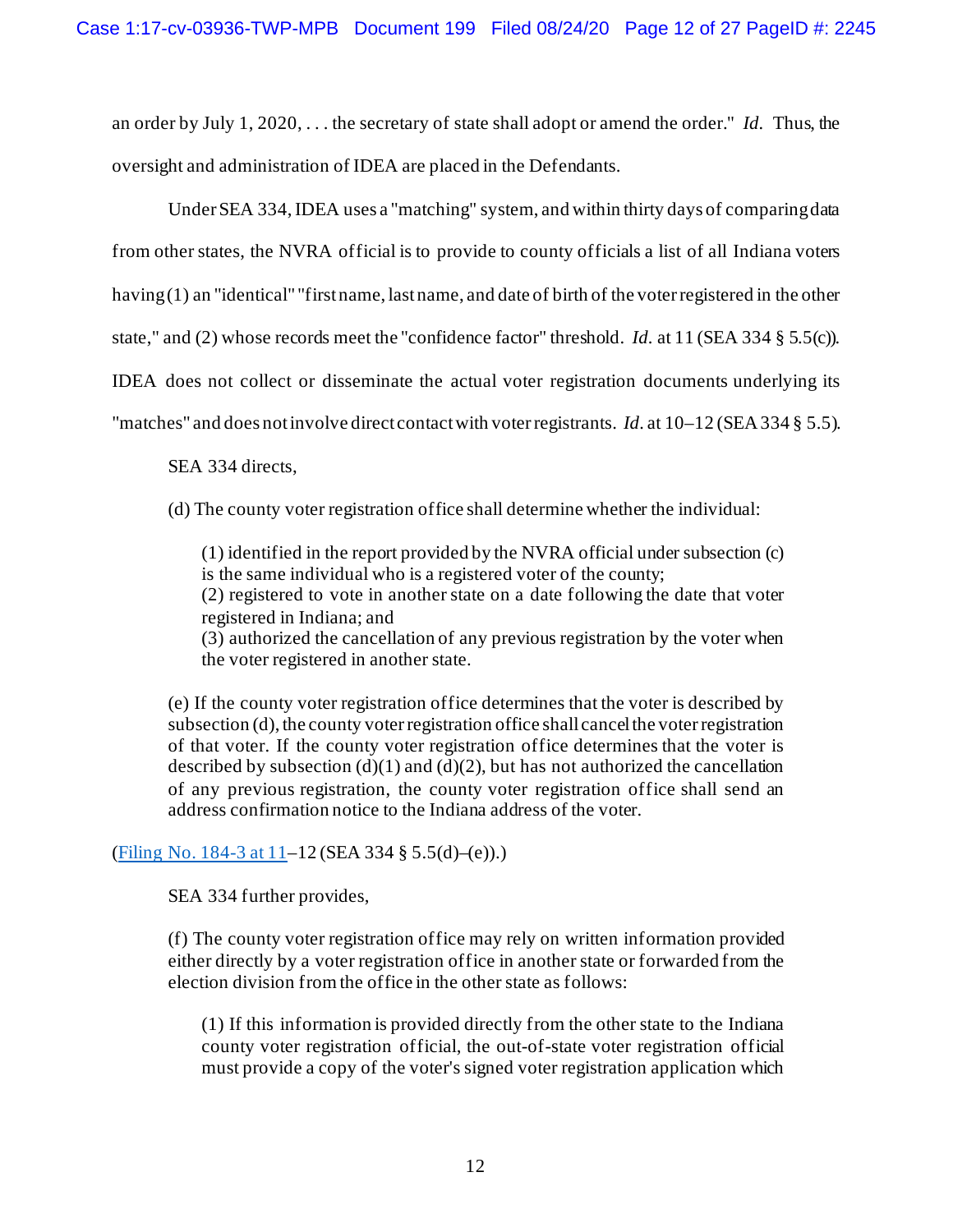an order by July 1, 2020, . . . the secretary of state shall adopt or amend the order." *Id.* Thus, the oversight and administration of IDEA are placed in the Defendants.

Under SEA 334, IDEA uses a "matching" system, and within thirty days of comparing data from other states, the NVRA official is to provide to county officials a list of all Indiana voters having (1) an "identical" "first name, last name, and date of birth of the voter registered in the other state," and (2) whose records meet the "confidence factor" threshold. *Id.* at 11 (SEA 334 § 5.5(c)). IDEA does not collect or disseminate the actual voter registration documents underlying its "matches" and does not involve direct contact with voter registrants. *Id.* at 10–12 (SEA 334 § 5.5).

SEA 334 directs,

> (d) The county voter registration office shall determine whether the individual:
>
> > (1) identified in the report provided by the NVRA official under subsection (c) is the same individual who is a registered voter of the county;
> > (2) registered to vote in another state on a date following the date that voter registered in Indiana; and
> > (3) authorized the cancellation of any previous registration by the voter when the voter registered in another state.
>
> (e) If the county voter registration office determines that the voter is described by subsection (d), the county voter registration office shall cancel the voter registration of that voter. If the county voter registration office determines that the voter is described by subsection (d)(1) and (d)(2), but has not authorized the cancellation of any previous registration, the county voter registration office shall send an address confirmation notice to the Indiana address of the voter.

(Filing No. 184-3 at 11–12 (SEA 334 § 5.5(d)–(e)).)

SEA 334 further provides,

> (f) The county voter registration office may rely on written information provided either directly by a voter registration office in another state or forwarded from the election division from the office in the other state as follows:
>
> > (1) If this information is provided directly from the other state to the Indiana county voter registration official, the out-of-state voter registration official must provide a copy of the voter's signed voter registration application which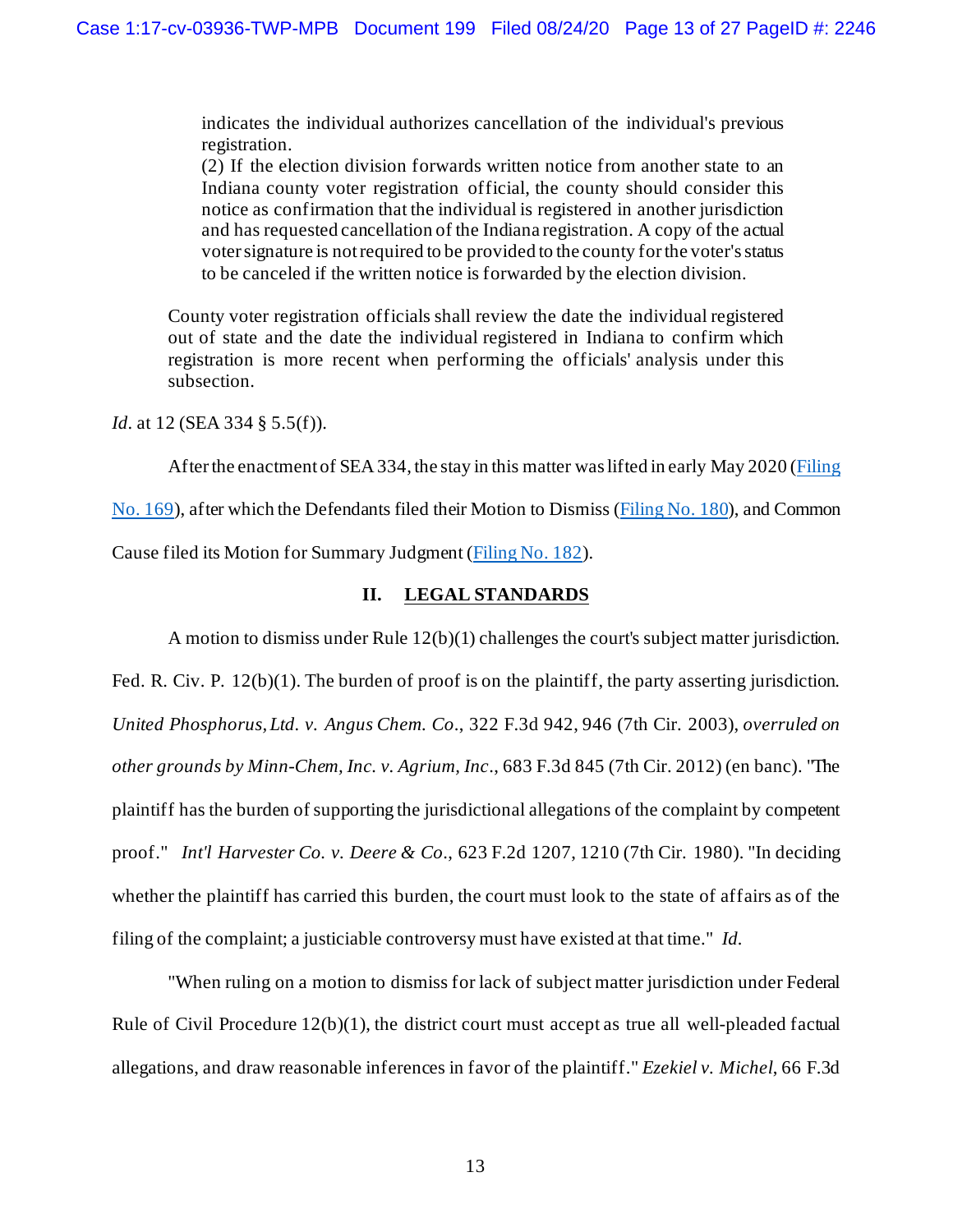> indicates the individual authorizes cancellation of the individual's previous registration.
> (2) If the election division forwards written notice from another state to an Indiana county voter registration official, the county should consider this notice as confirmation that the individual is registered in another jurisdiction and has requested cancellation of the Indiana registration. A copy of the actual voter signature is not required to be provided to the county for the voter's status to be canceled if the written notice is forwarded by the election division.
>
> County voter registration officials shall review the date the individual registered out of state and the date the individual registered in Indiana to confirm which registration is more recent when performing the officials' analysis under this subsection.

*Id.* at 12 (SEA 334 § 5.5(f)).

After the enactment of SEA 334, the stay in this matter was lifted in early May 2020 (Filing No. 169), after which the Defendants filed their Motion to Dismiss (Filing No. 180), and Common Cause filed its Motion for Summary Judgment (Filing No. 182).

## II. LEGAL STANDARDS

A motion to dismiss under Rule 12(b)(1) challenges the court's subject matter jurisdiction. Fed. R. Civ. P. 12(b)(1). The burden of proof is on the plaintiff, the party asserting jurisdiction. *United Phosphorus, Ltd. v. Angus Chem. Co.*, 322 F.3d 942, 946 (7th Cir. 2003), *overruled on other grounds by Minn-Chem, Inc. v. Agrium, Inc.*, 683 F.3d 845 (7th Cir. 2012) (en banc). "The plaintiff has the burden of supporting the jurisdictional allegations of the complaint by competent proof." *Int'l Harvester Co. v. Deere & Co.*, 623 F.2d 1207, 1210 (7th Cir. 1980). "In deciding whether the plaintiff has carried this burden, the court must look to the state of affairs as of the filing of the complaint; a justiciable controversy must have existed at that time." *Id.*

"When ruling on a motion to dismiss for lack of subject matter jurisdiction under Federal Rule of Civil Procedure 12(b)(1), the district court must accept as true all well-pleaded factual allegations, and draw reasonable inferences in favor of the plaintiff." *Ezekiel v. Michel*, 66 F.3d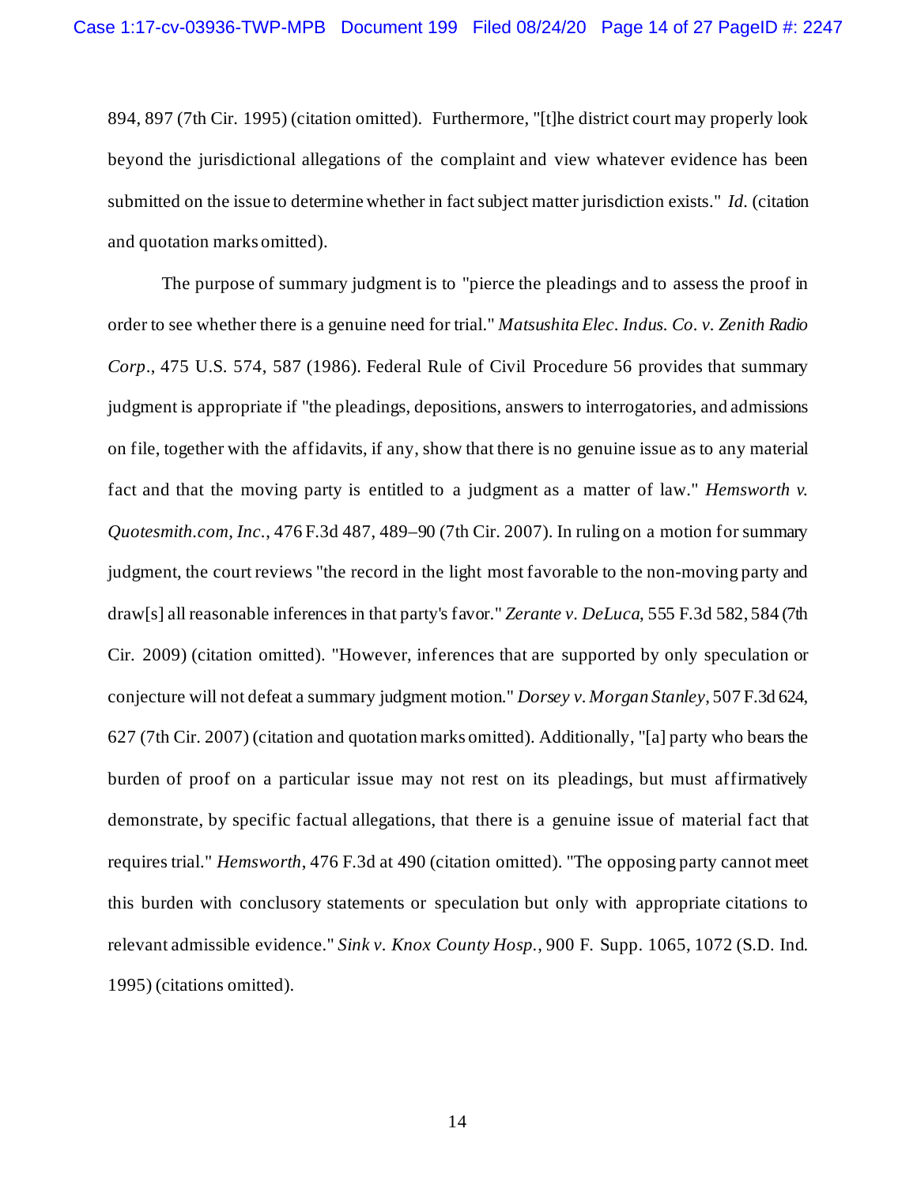894, 897 (7th Cir. 1995) (citation omitted). Furthermore, "[t]he district court may properly look beyond the jurisdictional allegations of the complaint and view whatever evidence has been submitted on the issue to determine whether in fact subject matter jurisdiction exists." *Id.* (citation and quotation marks omitted).

The purpose of summary judgment is to "pierce the pleadings and to assess the proof in order to see whether there is a genuine need for trial." *Matsushita Elec. Indus. Co. v. Zenith Radio Corp.*, 475 U.S. 574, 587 (1986). Federal Rule of Civil Procedure 56 provides that summary judgment is appropriate if "the pleadings, depositions, answers to interrogatories, and admissions on file, together with the affidavits, if any, show that there is no genuine issue as to any material fact and that the moving party is entitled to a judgment as a matter of law." *Hemsworth v. Quotesmith.com, Inc.*, 476 F.3d 487, 489–90 (7th Cir. 2007). In ruling on a motion for summary judgment, the court reviews "the record in the light most favorable to the non-moving party and draw[s] all reasonable inferences in that party's favor." *Zerante v. DeLuca*, 555 F.3d 582, 584 (7th Cir. 2009) (citation omitted). "However, inferences that are supported by only speculation or conjecture will not defeat a summary judgment motion." *Dorsey v. Morgan Stanley*, 507 F.3d 624, 627 (7th Cir. 2007) (citation and quotation marks omitted). Additionally, "[a] party who bears the burden of proof on a particular issue may not rest on its pleadings, but must affirmatively demonstrate, by specific factual allegations, that there is a genuine issue of material fact that requires trial." *Hemsworth*, 476 F.3d at 490 (citation omitted). "The opposing party cannot meet this burden with conclusory statements or speculation but only with appropriate citations to relevant admissible evidence." *Sink v. Knox County Hosp.*, 900 F. Supp. 1065, 1072 (S.D. Ind. 1995) (citations omitted).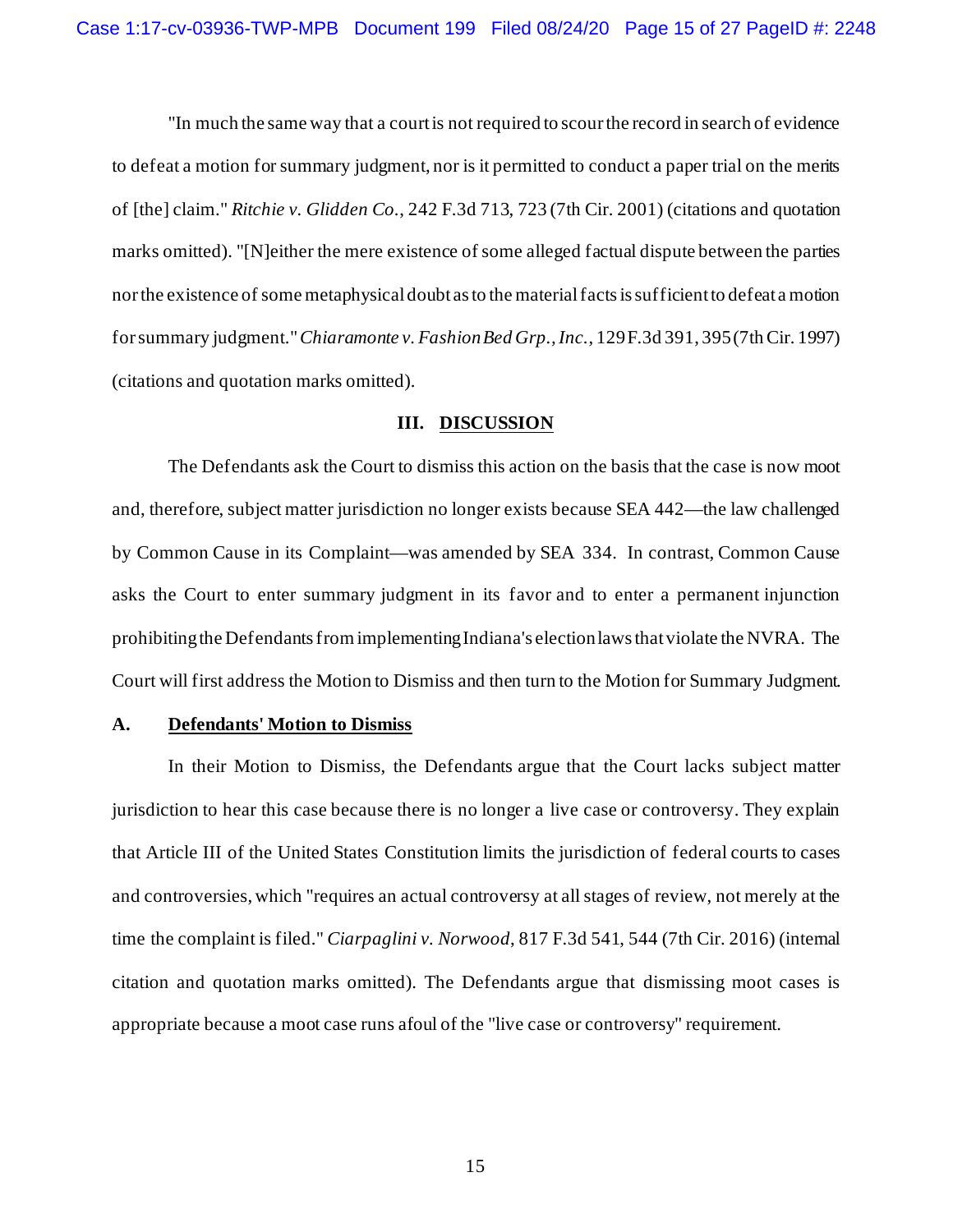"In much the same way that a court is not required to scour the record in search of evidence to defeat a motion for summary judgment, nor is it permitted to conduct a paper trial on the merits of [the] claim." *Ritchie v. Glidden Co.*, 242 F.3d 713, 723 (7th Cir. 2001) (citations and quotation marks omitted). "[N]either the mere existence of some alleged factual dispute between the parties nor the existence of some metaphysical doubt as to the material facts is sufficient to defeat a motion for summary judgment." *Chiaramonte v. Fashion Bed Grp., Inc.*, 129 F.3d 391, 395 (7th Cir. 1997) (citations and quotation marks omitted).

## III. DISCUSSION

The Defendants ask the Court to dismiss this action on the basis that the case is now moot and, therefore, subject matter jurisdiction no longer exists because SEA 442—the law challenged by Common Cause in its Complaint—was amended by SEA 334. In contrast, Common Cause asks the Court to enter summary judgment in its favor and to enter a permanent injunction prohibiting the Defendants from implementing Indiana's election laws that violate the NVRA. The Court will first address the Motion to Dismiss and then turn to the Motion for Summary Judgment.

### A. Defendants' Motion to Dismiss

In their Motion to Dismiss, the Defendants argue that the Court lacks subject matter jurisdiction to hear this case because there is no longer a live case or controversy. They explain that Article III of the United States Constitution limits the jurisdiction of federal courts to cases and controversies, which "requires an actual controversy at all stages of review, not merely at the time the complaint is filed." *Ciarpaglini v. Norwood*, 817 F.3d 541, 544 (7th Cir. 2016) (internal citation and quotation marks omitted). The Defendants argue that dismissing moot cases is appropriate because a moot case runs afoul of the "live case or controversy" requirement.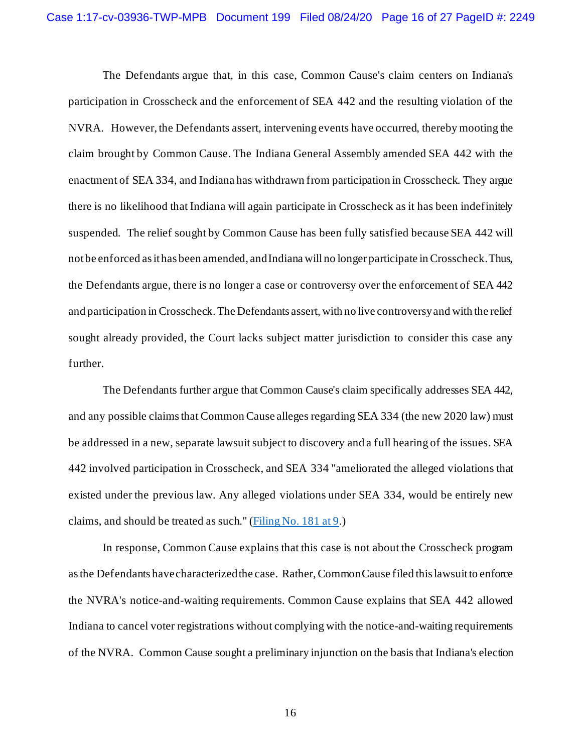The Defendants argue that, in this case, Common Cause's claim centers on Indiana's participation in Crosscheck and the enforcement of SEA 442 and the resulting violation of the NVRA. However, the Defendants assert, intervening events have occurred, thereby mooting the claim brought by Common Cause. The Indiana General Assembly amended SEA 442 with the enactment of SEA 334, and Indiana has withdrawn from participation in Crosscheck. They argue there is no likelihood that Indiana will again participate in Crosscheck as it has been indefinitely suspended. The relief sought by Common Cause has been fully satisfied because SEA 442 will not be enforced as it has been amended, and Indiana will no longer participate in Crosscheck. Thus, the Defendants argue, there is no longer a case or controversy over the enforcement of SEA 442 and participation in Crosscheck. The Defendants assert, with no live controversy and with the relief sought already provided, the Court lacks subject matter jurisdiction to consider this case any further.

The Defendants further argue that Common Cause's claim specifically addresses SEA 442, and any possible claims that Common Cause alleges regarding SEA 334 (the new 2020 law) must be addressed in a new, separate lawsuit subject to discovery and a full hearing of the issues. SEA 442 involved participation in Crosscheck, and SEA 334 "ameliorated the alleged violations that existed under the previous law. Any alleged violations under SEA 334, would be entirely new claims, and should be treated as such." (Filing No. 181 at 9.)

In response, Common Cause explains that this case is not about the Crosscheck program as the Defendants have characterized the case. Rather, Common Cause filed this lawsuit to enforce the NVRA's notice-and-waiting requirements. Common Cause explains that SEA 442 allowed Indiana to cancel voter registrations without complying with the notice-and-waiting requirements of the NVRA. Common Cause sought a preliminary injunction on the basis that Indiana's election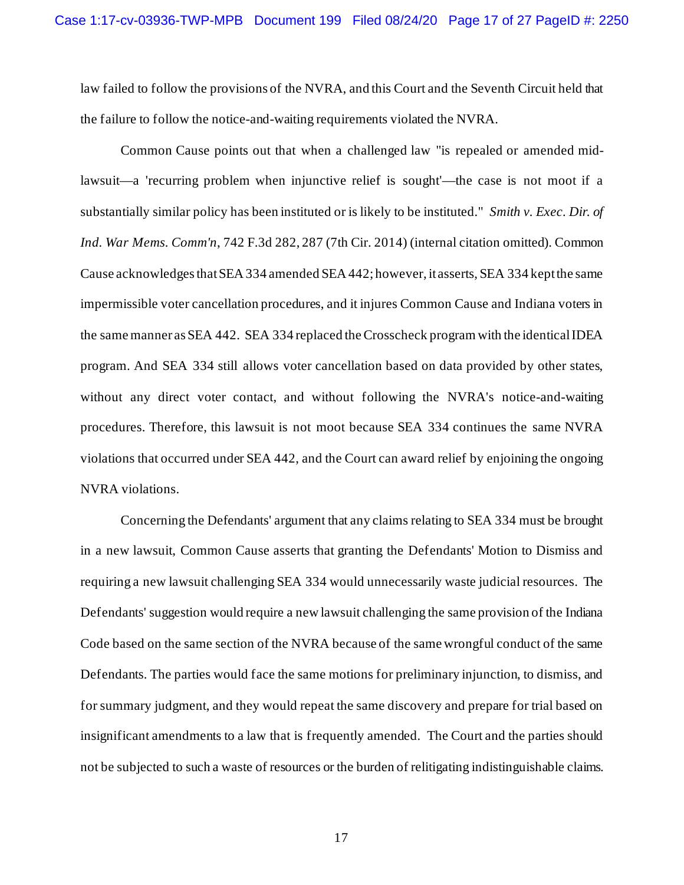law failed to follow the provisions of the NVRA, and this Court and the Seventh Circuit held that the failure to follow the notice-and-waiting requirements violated the NVRA.

Common Cause points out that when a challenged law "is repealed or amended mid-lawsuit—a 'recurring problem when injunctive relief is sought'—the case is not moot if a substantially similar policy has been instituted or is likely to be instituted." *Smith v. Exec. Dir. of Ind. War Mems. Comm'n*, 742 F.3d 282, 287 (7th Cir. 2014) (internal citation omitted). Common Cause acknowledges that SEA 334 amended SEA 442; however, it asserts, SEA 334 kept the same impermissible voter cancellation procedures, and it injures Common Cause and Indiana voters in the same manner as SEA 442. SEA 334 replaced the Crosscheck program with the identical IDEA program. And SEA 334 still allows voter cancellation based on data provided by other states, without any direct voter contact, and without following the NVRA's notice-and-waiting procedures. Therefore, this lawsuit is not moot because SEA 334 continues the same NVRA violations that occurred under SEA 442, and the Court can award relief by enjoining the ongoing NVRA violations.

Concerning the Defendants' argument that any claims relating to SEA 334 must be brought in a new lawsuit, Common Cause asserts that granting the Defendants' Motion to Dismiss and requiring a new lawsuit challenging SEA 334 would unnecessarily waste judicial resources. The Defendants' suggestion would require a new lawsuit challenging the same provision of the Indiana Code based on the same section of the NVRA because of the same wrongful conduct of the same Defendants. The parties would face the same motions for preliminary injunction, to dismiss, and for summary judgment, and they would repeat the same discovery and prepare for trial based on insignificant amendments to a law that is frequently amended. The Court and the parties should not be subjected to such a waste of resources or the burden of relitigating indistinguishable claims.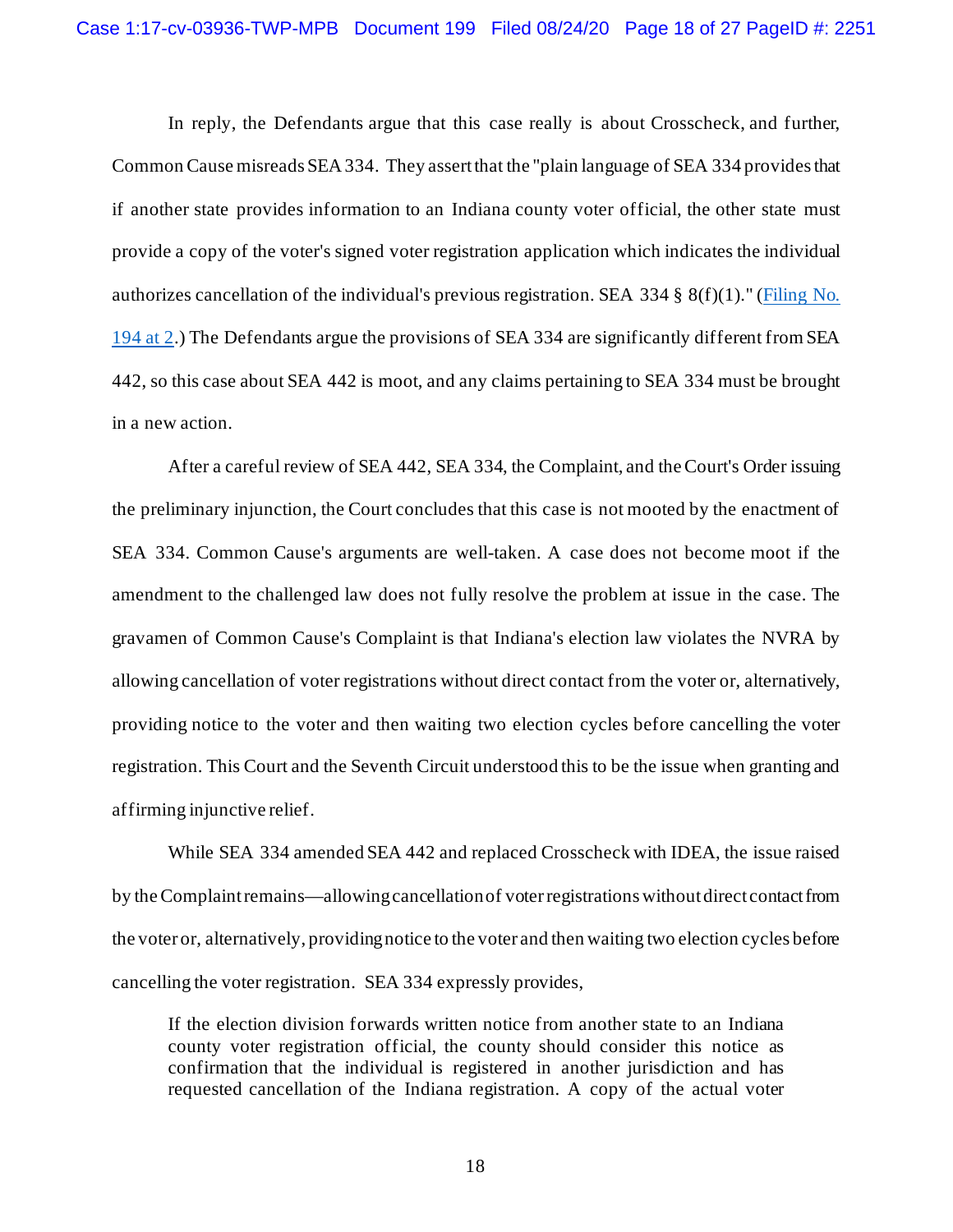In reply, the Defendants argue that this case really is about Crosscheck, and further, Common Cause misreads SEA 334. They assert that the "plain language of SEA 334 provides that if another state provides information to an Indiana county voter official, the other state must provide a copy of the voter's signed voter registration application which indicates the individual authorizes cancellation of the individual's previous registration. SEA 334 § 8(f)(1)." (Filing No. 194 at 2.) The Defendants argue the provisions of SEA 334 are significantly different from SEA 442, so this case about SEA 442 is moot, and any claims pertaining to SEA 334 must be brought in a new action.

After a careful review of SEA 442, SEA 334, the Complaint, and the Court's Order issuing the preliminary injunction, the Court concludes that this case is not mooted by the enactment of SEA 334. Common Cause's arguments are well-taken. A case does not become moot if the amendment to the challenged law does not fully resolve the problem at issue in the case. The gravamen of Common Cause's Complaint is that Indiana's election law violates the NVRA by allowing cancellation of voter registrations without direct contact from the voter or, alternatively, providing notice to the voter and then waiting two election cycles before cancelling the voter registration. This Court and the Seventh Circuit understood this to be the issue when granting and affirming injunctive relief.

While SEA 334 amended SEA 442 and replaced Crosscheck with IDEA, the issue raised by the Complaint remains—allowing cancellation of voter registrations without direct contact from the voter or, alternatively, providing notice to the voter and then waiting two election cycles before cancelling the voter registration. SEA 334 expressly provides,

> If the election division forwards written notice from another state to an Indiana county voter registration official, the county should consider this notice as confirmation that the individual is registered in another jurisdiction and has requested cancellation of the Indiana registration. A copy of the actual voter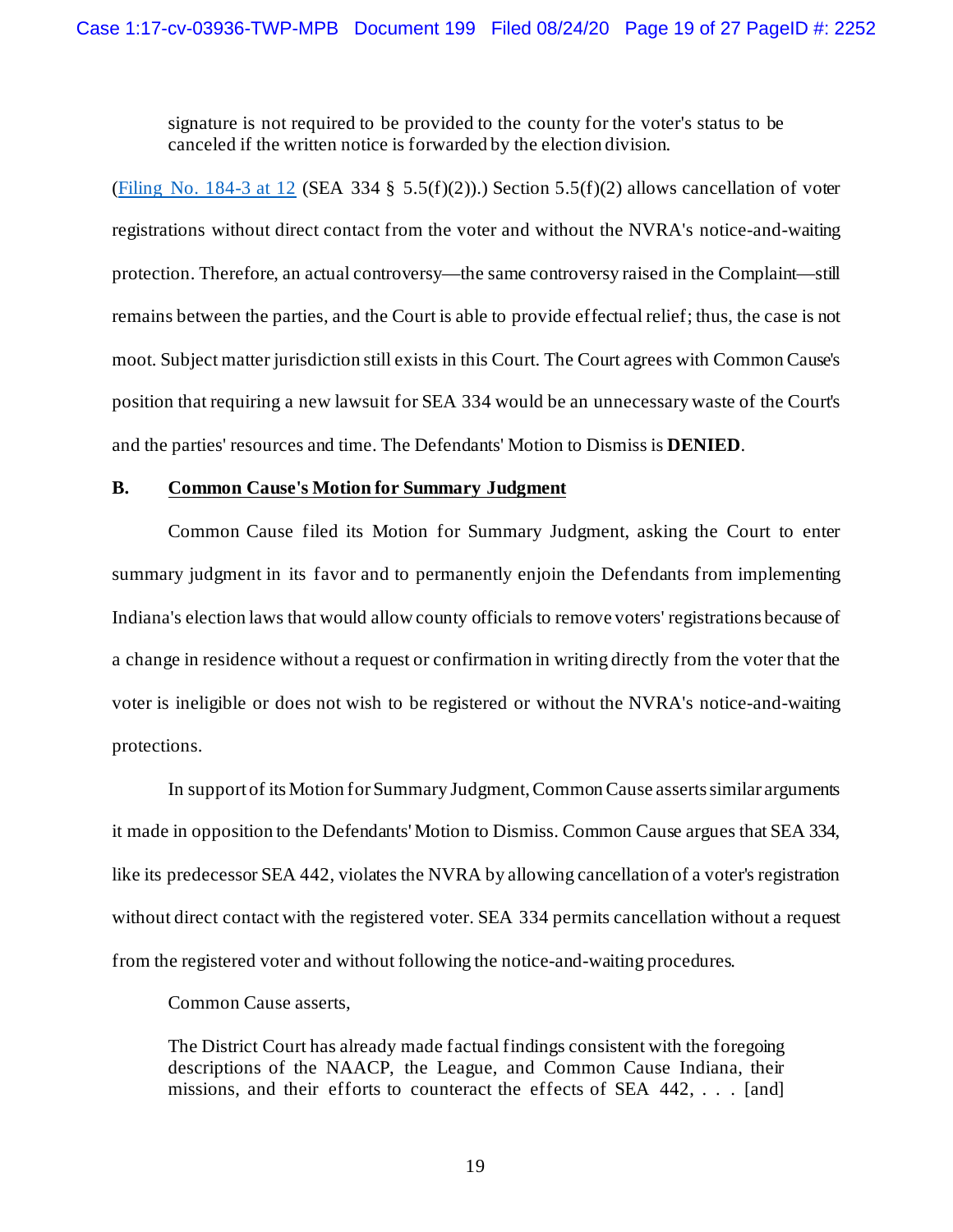> signature is not required to be provided to the county for the voter's status to be canceled if the written notice is forwarded by the election division.

(Filing No. 184-3 at 12 (SEA 334 § 5.5(f)(2)).) Section 5.5(f)(2) allows cancellation of voter registrations without direct contact from the voter and without the NVRA's notice-and-waiting protection. Therefore, an actual controversy—the same controversy raised in the Complaint—still remains between the parties, and the Court is able to provide effectual relief; thus, the case is not moot. Subject matter jurisdiction still exists in this Court. The Court agrees with Common Cause's position that requiring a new lawsuit for SEA 334 would be an unnecessary waste of the Court's and the parties' resources and time. The Defendants' Motion to Dismiss is **DENIED**.

**B. Common Cause's Motion for Summary Judgment**

Common Cause filed its Motion for Summary Judgment, asking the Court to enter summary judgment in its favor and to permanently enjoin the Defendants from implementing Indiana's election laws that would allow county officials to remove voters' registrations because of a change in residence without a request or confirmation in writing directly from the voter that the voter is ineligible or does not wish to be registered or without the NVRA's notice-and-waiting protections.

In support of its Motion for Summary Judgment, Common Cause asserts similar arguments it made in opposition to the Defendants' Motion to Dismiss. Common Cause argues that SEA 334, like its predecessor SEA 442, violates the NVRA by allowing cancellation of a voter's registration without direct contact with the registered voter. SEA 334 permits cancellation without a request from the registered voter and without following the notice-and-waiting procedures.

Common Cause asserts,

> The District Court has already made factual findings consistent with the foregoing descriptions of the NAACP, the League, and Common Cause Indiana, their missions, and their efforts to counteract the effects of SEA 442, . . . [and]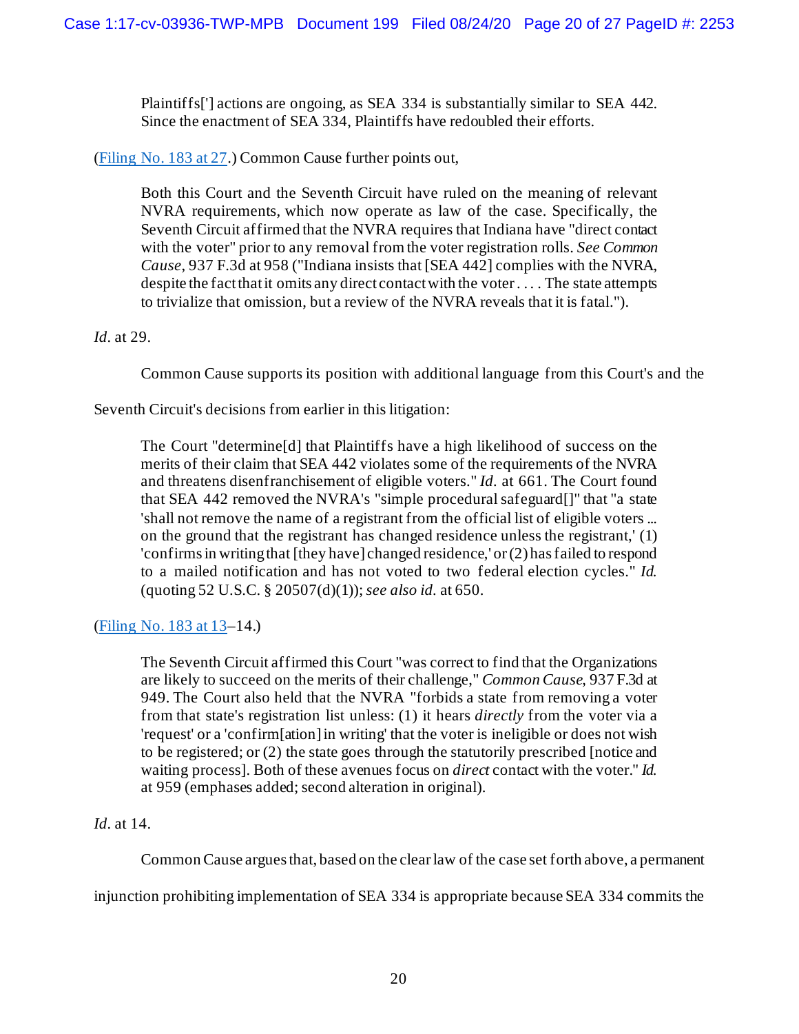> Plaintiffs['] actions are ongoing, as SEA 334 is substantially similar to SEA 442. Since the enactment of SEA 334, Plaintiffs have redoubled their efforts.

(Filing No. 183 at 27.) Common Cause further points out,

> Both this Court and the Seventh Circuit have ruled on the meaning of relevant NVRA requirements, which now operate as law of the case. Specifically, the Seventh Circuit affirmed that the NVRA requires that Indiana have "direct contact with the voter" prior to any removal from the voter registration rolls. *See Common Cause*, 937 F.3d at 958 ("Indiana insists that [SEA 442] complies with the NVRA, despite the fact that it omits any direct contact with the voter . . . . The state attempts to trivialize that omission, but a review of the NVRA reveals that it is fatal.").

*Id*. at 29.

Common Cause supports its position with additional language from this Court's and the Seventh Circuit's decisions from earlier in this litigation:

> The Court "determine[d] that Plaintiffs have a high likelihood of success on the merits of their claim that SEA 442 violates some of the requirements of the NVRA and threatens disenfranchisement of eligible voters." *Id*. at 661. The Court found that SEA 442 removed the NVRA's "simple procedural safeguard[]" that "a state 'shall not remove the name of a registrant from the official list of eligible voters ... on the ground that the registrant has changed residence unless the registrant,' (1) 'confirms in writing that [they have] changed residence,' or (2) has failed to respond to a mailed notification and has not voted to two federal election cycles." *Id*. (quoting 52 U.S.C. § 20507(d)(1)); *see also id.* at 650.

(Filing No. 183 at 13–14.)

> The Seventh Circuit affirmed this Court "was correct to find that the Organizations are likely to succeed on the merits of their challenge," *Common Cause*, 937 F.3d at 949. The Court also held that the NVRA "forbids a state from removing a voter from that state's registration list unless: (1) it hears *directly* from the voter via a 'request' or a 'confirm[ation] in writing' that the voter is ineligible or does not wish to be registered; or (2) the state goes through the statutorily prescribed [notice and waiting process]. Both of these avenues focus on *direct* contact with the voter." *Id*. at 959 (emphases added; second alteration in original).

*Id*. at 14.

Common Cause argues that, based on the clear law of the case set forth above, a permanent injunction prohibiting implementation of SEA 334 is appropriate because SEA 334 commits the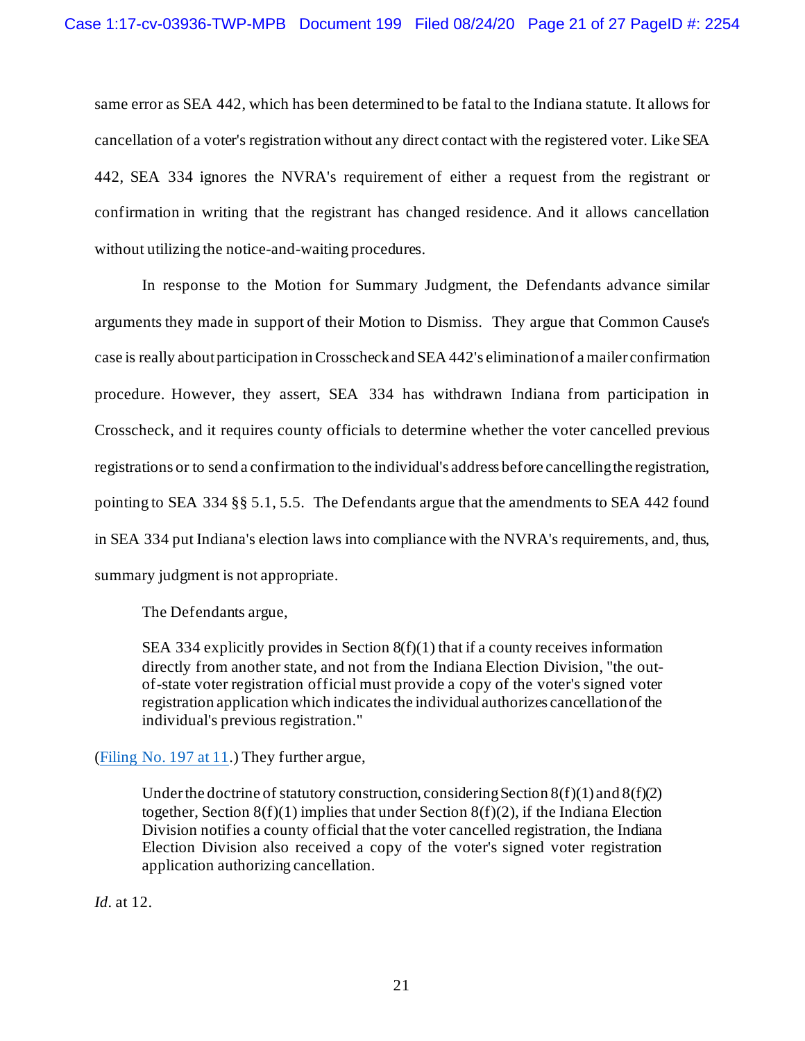same error as SEA 442, which has been determined to be fatal to the Indiana statute. It allows for cancellation of a voter's registration without any direct contact with the registered voter. Like SEA 442, SEA 334 ignores the NVRA's requirement of either a request from the registrant or confirmation in writing that the registrant has changed residence. And it allows cancellation without utilizing the notice-and-waiting procedures.

In response to the Motion for Summary Judgment, the Defendants advance similar arguments they made in support of their Motion to Dismiss. They argue that Common Cause's case is really about participation in Crosscheck and SEA 442's elimination of a mailer confirmation procedure. However, they assert, SEA 334 has withdrawn Indiana from participation in Crosscheck, and it requires county officials to determine whether the voter cancelled previous registrations or to send a confirmation to the individual's address before cancelling the registration, pointing to SEA 334 §§ 5.1, 5.5. The Defendants argue that the amendments to SEA 442 found in SEA 334 put Indiana's election laws into compliance with the NVRA's requirements, and, thus, summary judgment is not appropriate.

The Defendants argue,

> SEA 334 explicitly provides in Section 8(f)(1) that if a county receives information directly from another state, and not from the Indiana Election Division, "the out-of-state voter registration official must provide a copy of the voter's signed voter registration application which indicates the individual authorizes cancellation of the individual's previous registration."

(Filing No. 197 at 11.) They further argue,

> Under the doctrine of statutory construction, considering Section 8(f)(1) and 8(f)(2) together, Section 8(f)(1) implies that under Section 8(f)(2), if the Indiana Election Division notifies a county official that the voter cancelled registration, the Indiana Election Division also received a copy of the voter's signed voter registration application authorizing cancellation.

*Id*. at 12.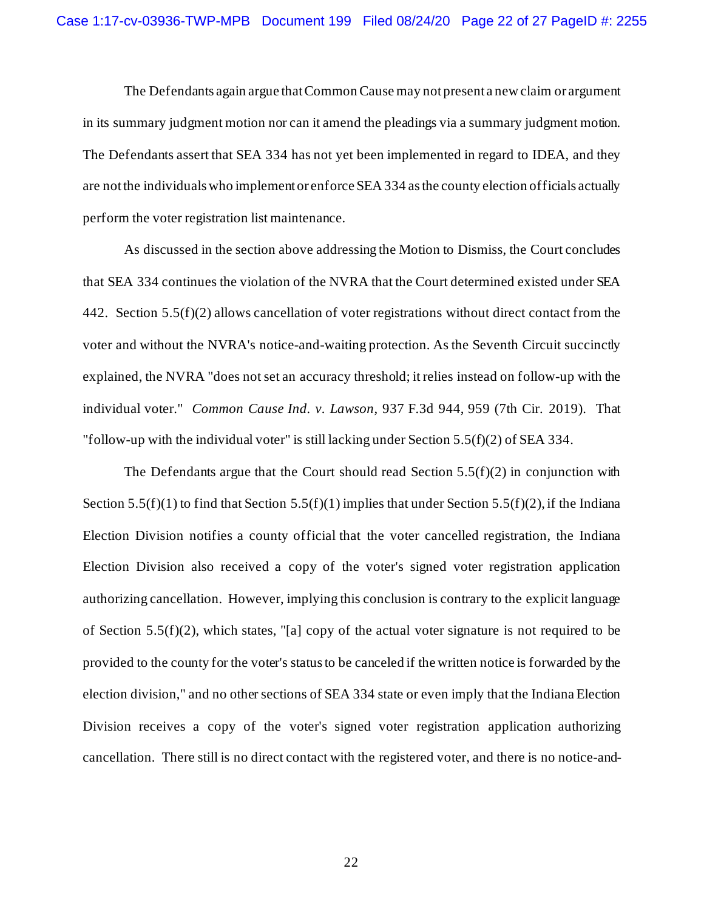The Defendants again argue that Common Cause may not present a new claim or argument in its summary judgment motion nor can it amend the pleadings via a summary judgment motion. The Defendants assert that SEA 334 has not yet been implemented in regard to IDEA, and they are not the individuals who implement or enforce SEA 334 as the county election officials actually perform the voter registration list maintenance.

As discussed in the section above addressing the Motion to Dismiss, the Court concludes that SEA 334 continues the violation of the NVRA that the Court determined existed under SEA 442. Section 5.5(f)(2) allows cancellation of voter registrations without direct contact from the voter and without the NVRA's notice-and-waiting protection. As the Seventh Circuit succinctly explained, the NVRA "does not set an accuracy threshold; it relies instead on follow-up with the individual voter." *Common Cause Ind. v. Lawson*, 937 F.3d 944, 959 (7th Cir. 2019). That "follow-up with the individual voter" is still lacking under Section 5.5(f)(2) of SEA 334.

The Defendants argue that the Court should read Section 5.5(f)(2) in conjunction with Section 5.5(f)(1) to find that Section 5.5(f)(1) implies that under Section 5.5(f)(2), if the Indiana Election Division notifies a county official that the voter cancelled registration, the Indiana Election Division also received a copy of the voter's signed voter registration application authorizing cancellation. However, implying this conclusion is contrary to the explicit language of Section 5.5(f)(2), which states, "[a] copy of the actual voter signature is not required to be provided to the county for the voter's status to be canceled if the written notice is forwarded by the election division," and no other sections of SEA 334 state or even imply that the Indiana Election Division receives a copy of the voter's signed voter registration application authorizing cancellation. There still is no direct contact with the registered voter, and there is no notice-and-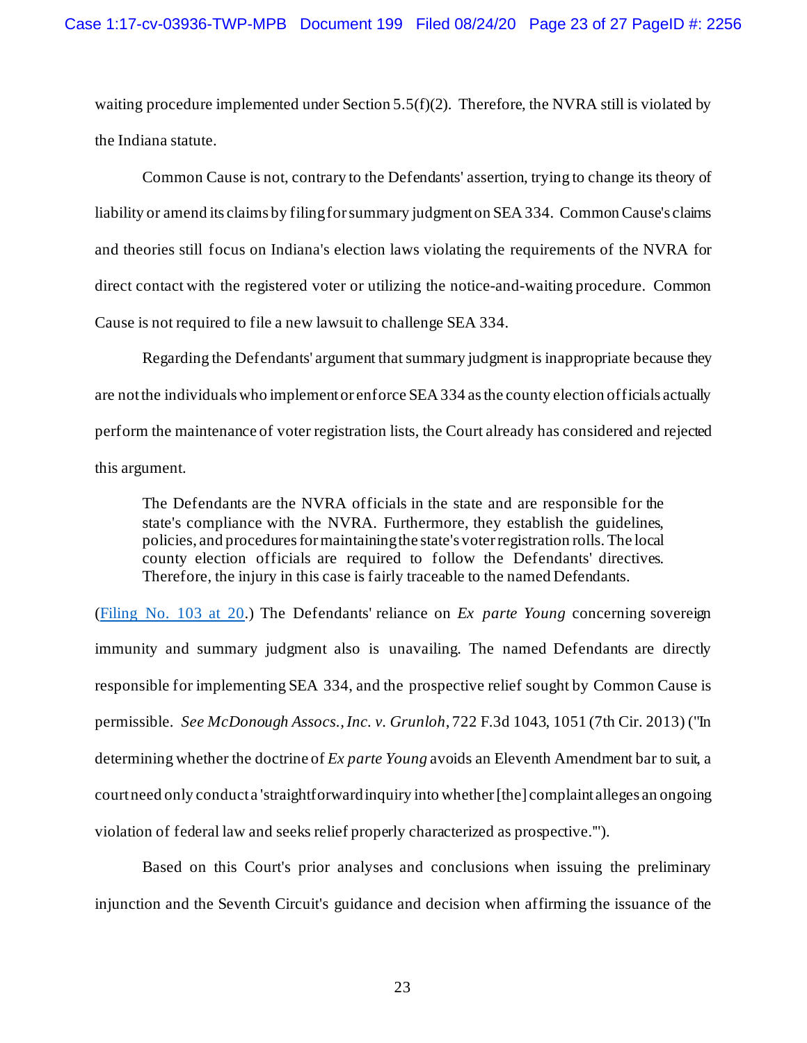waiting procedure implemented under Section 5.5(f)(2). Therefore, the NVRA still is violated by the Indiana statute.

Common Cause is not, contrary to the Defendants' assertion, trying to change its theory of liability or amend its claims by filing for summary judgment on SEA 334. Common Cause's claims and theories still focus on Indiana's election laws violating the requirements of the NVRA for direct contact with the registered voter or utilizing the notice-and-waiting procedure. Common Cause is not required to file a new lawsuit to challenge SEA 334.

Regarding the Defendants' argument that summary judgment is inappropriate because they are not the individuals who implement or enforce SEA 334 as the county election officials actually perform the maintenance of voter registration lists, the Court already has considered and rejected this argument.

> The Defendants are the NVRA officials in the state and are responsible for the state's compliance with the NVRA. Furthermore, they establish the guidelines, policies, and procedures for maintaining the state's voter registration rolls. The local county election officials are required to follow the Defendants' directives. Therefore, the injury in this case is fairly traceable to the named Defendants.

(Filing No. 103 at 20.) The Defendants' reliance on *Ex parte Young* concerning sovereign immunity and summary judgment also is unavailing. The named Defendants are directly responsible for implementing SEA 334, and the prospective relief sought by Common Cause is permissible. *See McDonough Assocs., Inc. v. Grunloh*, 722 F.3d 1043, 1051 (7th Cir. 2013) ("In determining whether the doctrine of *Ex parte Young* avoids an Eleventh Amendment bar to suit, a court need only conduct a 'straightforward inquiry into whether [the] complaint alleges an ongoing violation of federal law and seeks relief properly characterized as prospective.'").

Based on this Court's prior analyses and conclusions when issuing the preliminary injunction and the Seventh Circuit's guidance and decision when affirming the issuance of the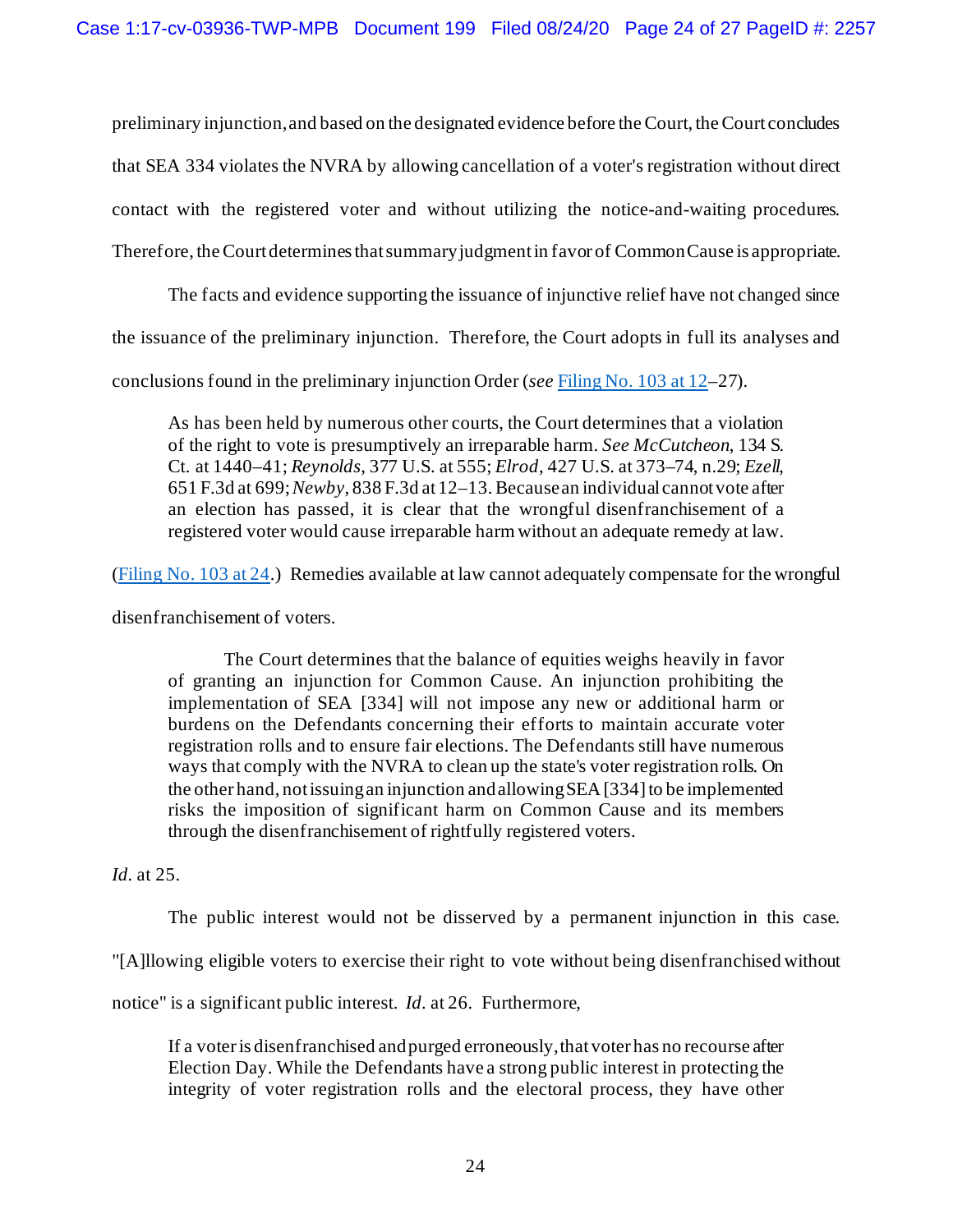preliminary injunction, and based on the designated evidence before the Court, the Court concludes that SEA 334 violates the NVRA by allowing cancellation of a voter's registration without direct contact with the registered voter and without utilizing the notice-and-waiting procedures. Therefore, the Court determines that summary judgment in favor of Common Cause is appropriate.

The facts and evidence supporting the issuance of injunctive relief have not changed since the issuance of the preliminary injunction. Therefore, the Court adopts in full its analyses and conclusions found in the preliminary injunction Order (*see* Filing No. 103 at 12–27).

> As has been held by numerous other courts, the Court determines that a violation of the right to vote is presumptively an irreparable harm. *See McCutcheon*, 134 S. Ct. at 1440–41; *Reynolds*, 377 U.S. at 555; *Elrod*, 427 U.S. at 373–74, n.29; *Ezell*, 651 F.3d at 699; *Newby*, 838 F.3d at 12–13. Because an individual cannot vote after an election has passed, it is clear that the wrongful disenfranchisement of a registered voter would cause irreparable harm without an adequate remedy at law.

(Filing No. 103 at 24.) Remedies available at law cannot adequately compensate for the wrongful disenfranchisement of voters.

> The Court determines that the balance of equities weighs heavily in favor of granting an injunction for Common Cause. An injunction prohibiting the implementation of SEA [334] will not impose any new or additional harm or burdens on the Defendants concerning their efforts to maintain accurate voter registration rolls and to ensure fair elections. The Defendants still have numerous ways that comply with the NVRA to clean up the state's voter registration rolls. On the other hand, not issuing an injunction and allowing SEA [334] to be implemented risks the imposition of significant harm on Common Cause and its members through the disenfranchisement of rightfully registered voters.

*Id.* at 25.

The public interest would not be disserved by a permanent injunction in this case. "[A]llowing eligible voters to exercise their right to vote without being disenfranchised without notice" is a significant public interest. *Id.* at 26. Furthermore,

> If a voter is disenfranchised and purged erroneously, that voter has no recourse after Election Day. While the Defendants have a strong public interest in protecting the integrity of voter registration rolls and the electoral process, they have other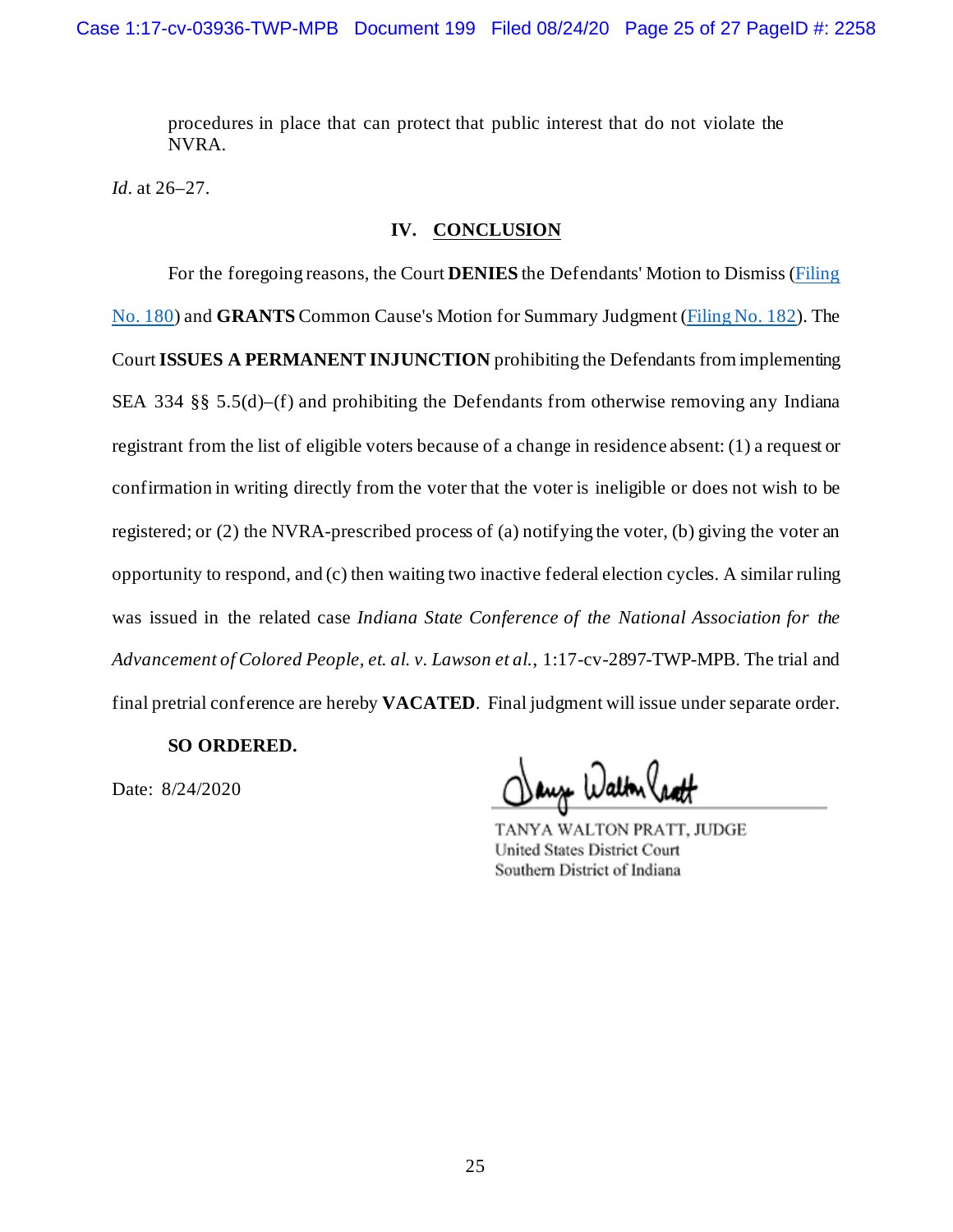procedures in place that can protect that public interest that do not violate the NVRA.

*Id.* at 26–27.

## IV. CONCLUSION

For the foregoing reasons, the Court **DENIES** the Defendants' Motion to Dismiss (Filing No. 180) and **GRANTS** Common Cause's Motion for Summary Judgment (Filing No. 182). The Court **ISSUES A PERMANENT INJUNCTION** prohibiting the Defendants from implementing SEA 334 §§ 5.5(d)–(f) and prohibiting the Defendants from otherwise removing any Indiana registrant from the list of eligible voters because of a change in residence absent: (1) a request or confirmation in writing directly from the voter that the voter is ineligible or does not wish to be registered; or (2) the NVRA-prescribed process of (a) notifying the voter, (b) giving the voter an opportunity to respond, and (c) then waiting two inactive federal election cycles. A similar ruling was issued in the related case *Indiana State Conference of the National Association for the Advancement of Colored People, et. al. v. Lawson et al.*, 1:17-cv-2897-TWP-MPB. The trial and final pretrial conference are hereby **VACATED**. Final judgment will issue under separate order.

**SO ORDERED.**

Date: 8/24/2020

TANYA WALTON PRATT, JUDGE
United States District Court
Southern District of Indiana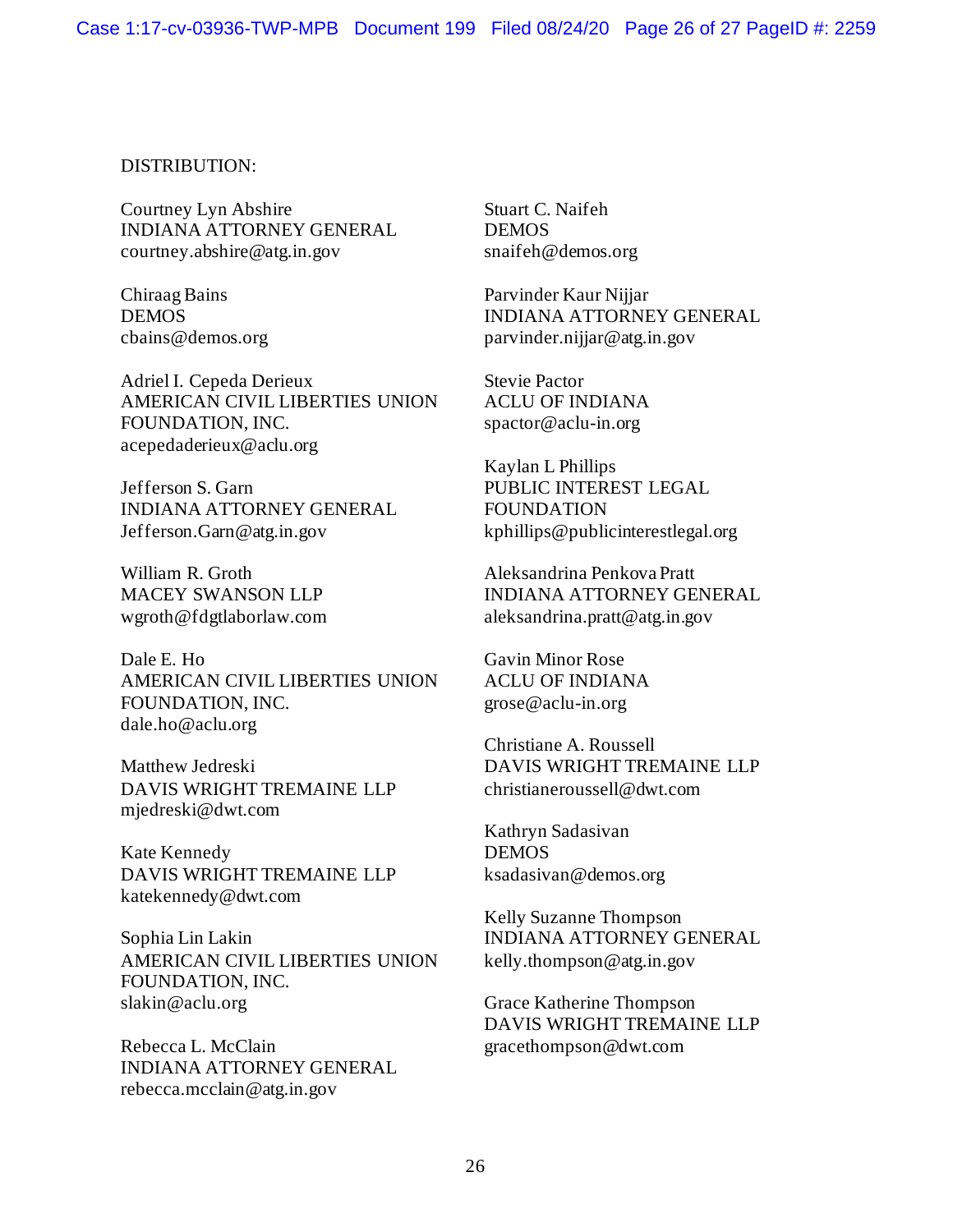DISTRIBUTION:

Courtney Lyn Abshire
INDIANA ATTORNEY GENERAL
courtney.abshire@atg.in.gov

Chiraag Bains
DEMOS
cbains@demos.org

Adriel I. Cepeda Derieux
AMERICAN CIVIL LIBERTIES UNION FOUNDATION, INC.
acepedaderieux@aclu.org

Jefferson S. Garn
INDIANA ATTORNEY GENERAL
Jefferson.Garn@atg.in.gov

William R. Groth
MACEY SWANSON LLP
wgroth@fdgtlaborlaw.com

Dale E. Ho
AMERICAN CIVIL LIBERTIES UNION FOUNDATION, INC.
dale.ho@aclu.org

Matthew Jedreski
DAVIS WRIGHT TREMAINE LLP
mjedreski@dwt.com

Kate Kennedy
DAVIS WRIGHT TREMAINE LLP
katekennedy@dwt.com

Sophia Lin Lakin
AMERICAN CIVIL LIBERTIES UNION FOUNDATION, INC.
slakin@aclu.org

Rebecca L. McClain
INDIANA ATTORNEY GENERAL
rebecca.mcclain@atg.in.gov

Stuart C. Naifeh
DEMOS
snaifeh@demos.org

Parvinder Kaur Nijjar
INDIANA ATTORNEY GENERAL
parvinder.nijjar@atg.in.gov

Stevie Pactor
ACLU OF INDIANA
spactor@aclu-in.org

Kaylan L Phillips
PUBLIC INTEREST LEGAL FOUNDATION
kphillips@publicinterestlegal.org

Aleksandrina Penkova Pratt
INDIANA ATTORNEY GENERAL
aleksandrina.pratt@atg.in.gov

Gavin Minor Rose
ACLU OF INDIANA
grose@aclu-in.org

Christiane A. Roussell
DAVIS WRIGHT TREMAINE LLP
christianeroussell@dwt.com

Kathryn Sadasivan
DEMOS
ksadasivan@demos.org

Kelly Suzanne Thompson
INDIANA ATTORNEY GENERAL
kelly.thompson@atg.in.gov

Grace Katherine Thompson
DAVIS WRIGHT TREMAINE LLP
gracethompson@dwt.com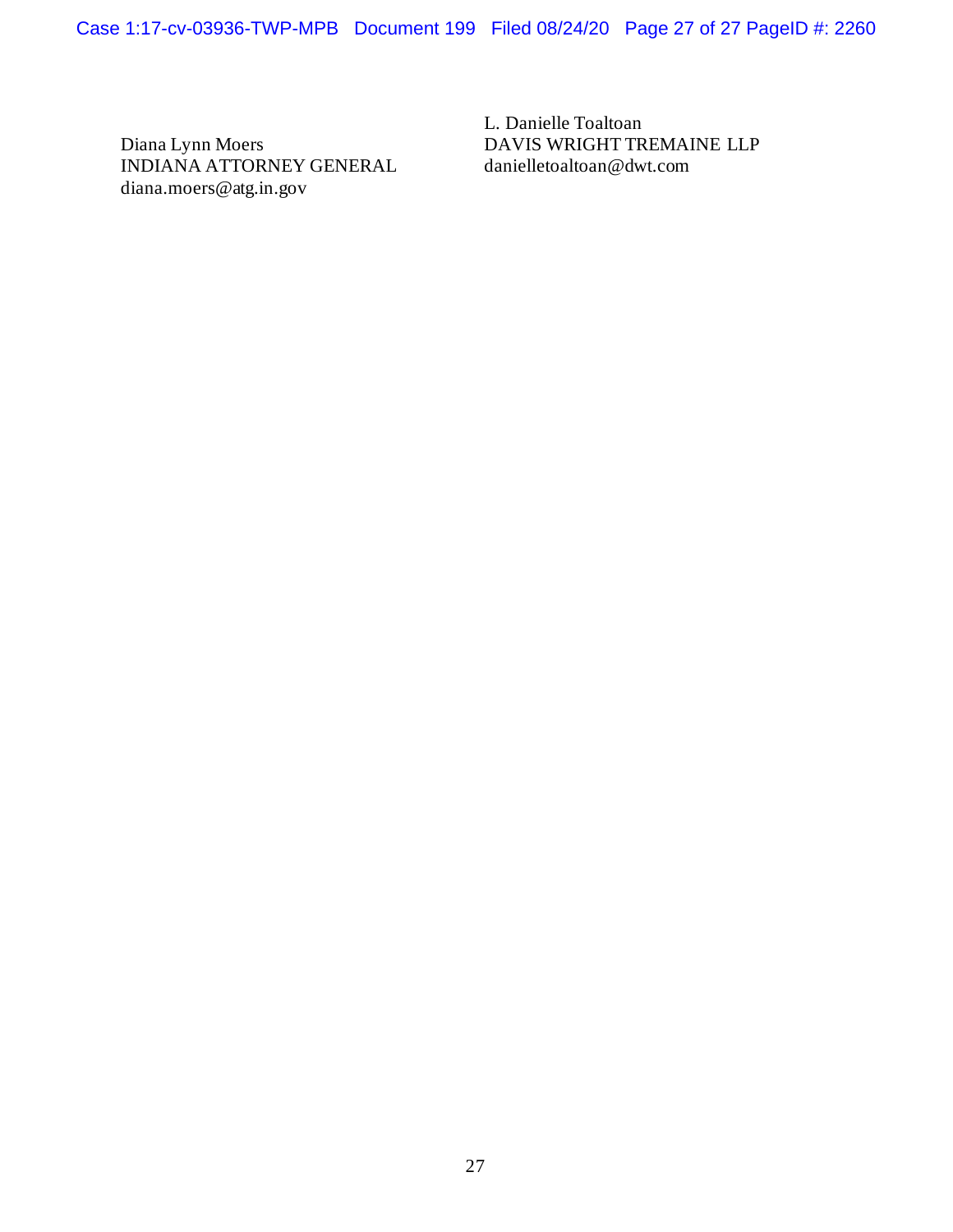Diana Lynn Moers
INDIANA ATTORNEY GENERAL
diana.moers@atg.in.gov

L. Danielle Toaltoan
DAVIS WRIGHT TREMAINE LLP
danielletoaltoan@dwt.com